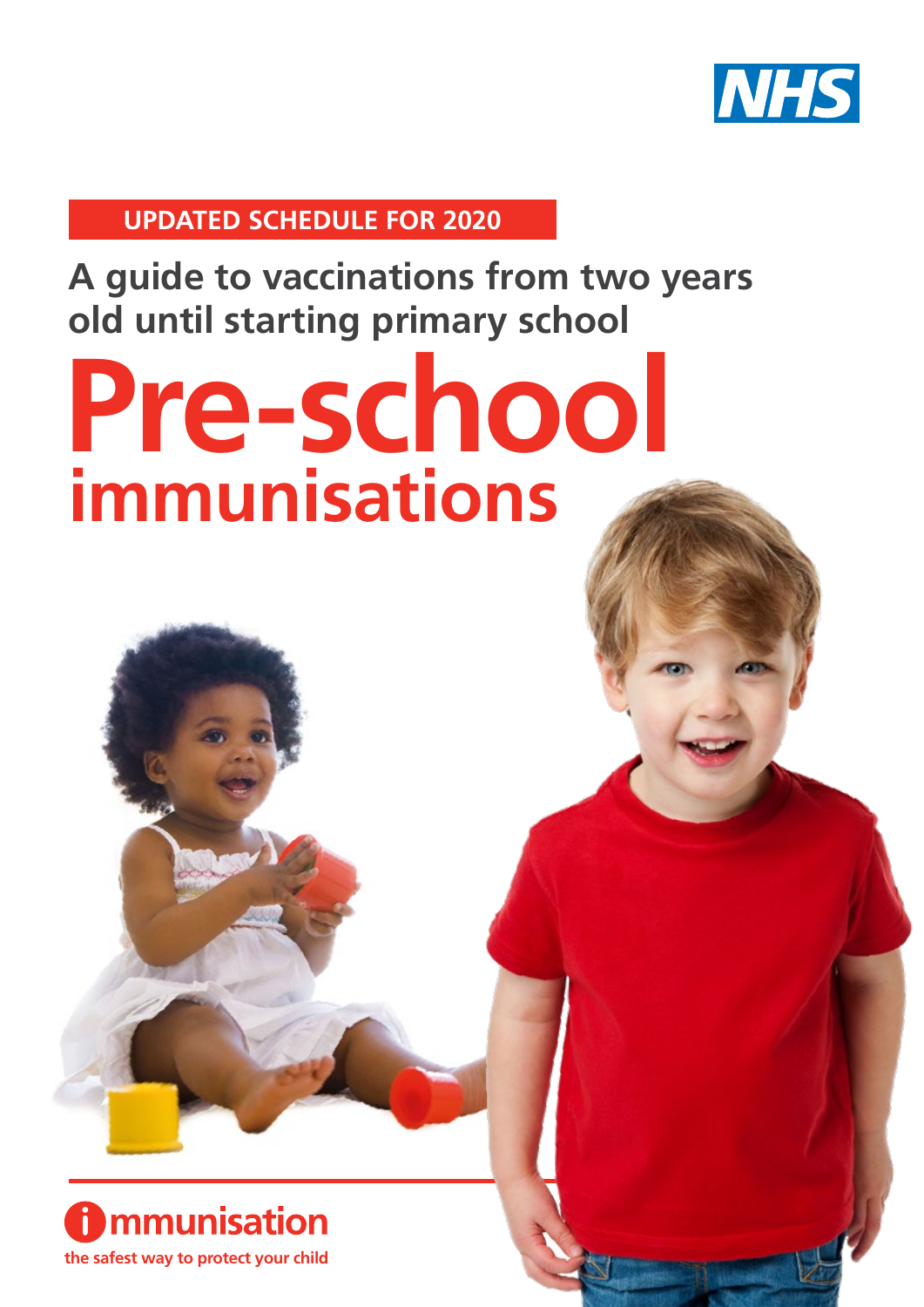NHS

UPDATED SCHEDULE FOR 2020

## A guide to vaccinations from two years old until starting primary school

# Pre-school immunisations

immunisation

the safest way to protect your child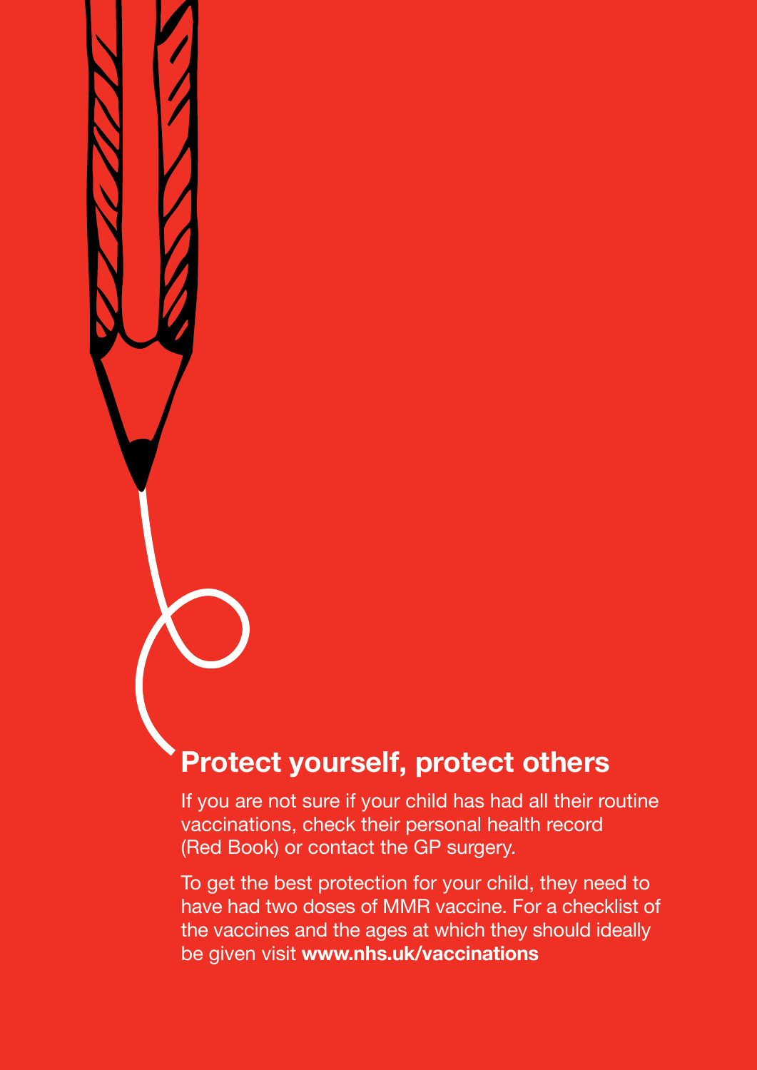## Protect yourself, protect others

If you are not sure if your child has had all their routine vaccinations, check their personal health record (Red Book) or contact the GP surgery.

To get the best protection for your child, they need to have had two doses of MMR vaccine. For a checklist of the vaccines and the ages at which they should ideally be given visit **www.nhs.uk/vaccinations**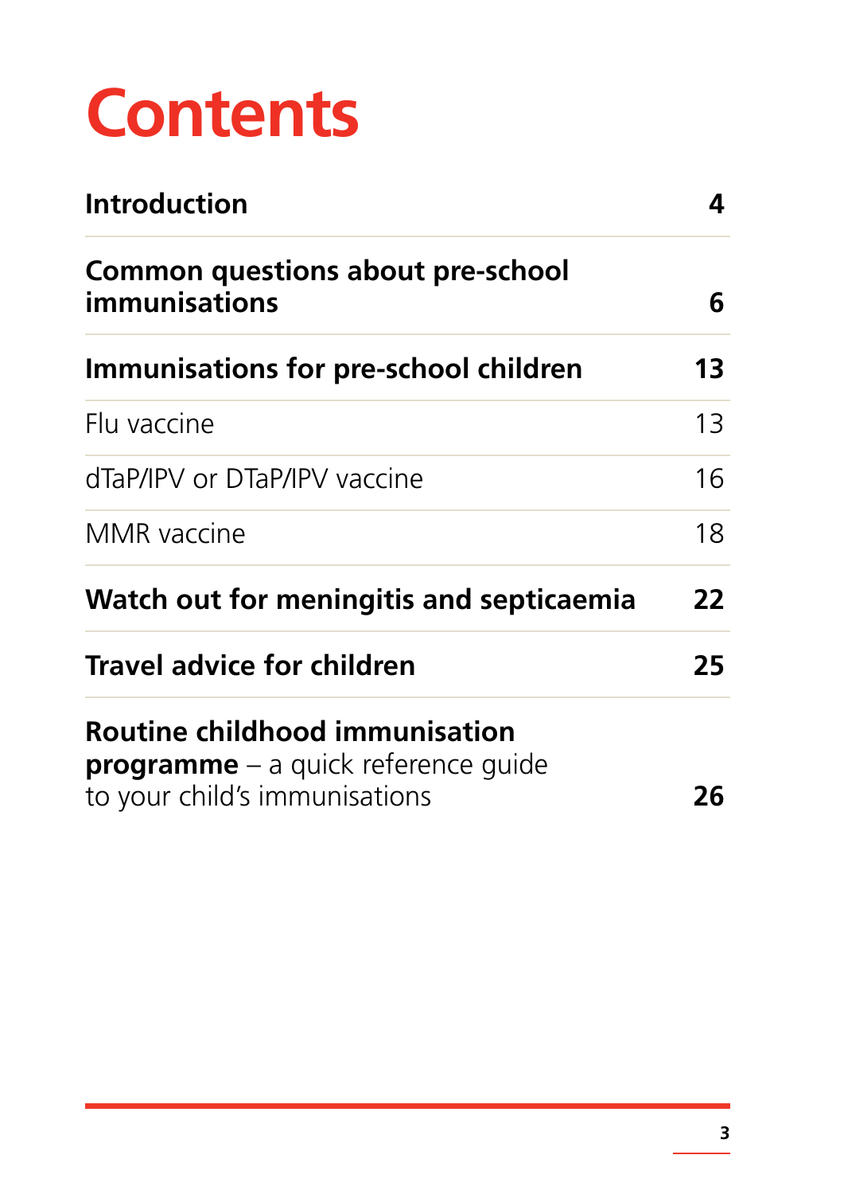# Contents

| | |
|---|---|
| **Introduction** | **4** |
| **Common questions about pre-school immunisations** | **6** |
| **Immunisations for pre-school children** | **13** |
| Flu vaccine | 13 |
| dTaP/IPV or DTaP/IPV vaccine | 16 |
| MMR vaccine | 18 |
| **Watch out for meningitis and septicaemia** | **22** |
| **Travel advice for children** | **25** |
| **Routine childhood immunisation programme** – a quick reference guide to your child's immunisations | **26** |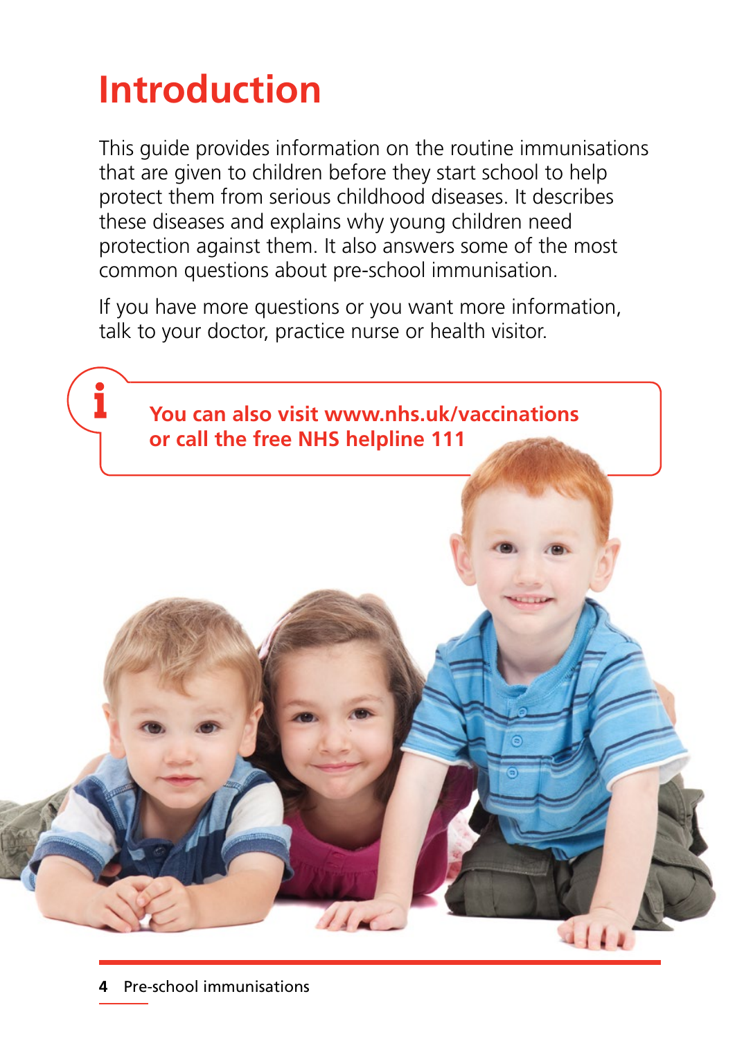# Introduction

This guide provides information on the routine immunisations that are given to children before they start school to help protect them from serious childhood diseases. It describes these diseases and explains why young children need protection against them. It also answers some of the most common questions about pre-school immunisation.

If you have more questions or you want more information, talk to your doctor, practice nurse or health visitor.

**You can also visit www.nhs.uk/vaccinations or call the free NHS helpline 111**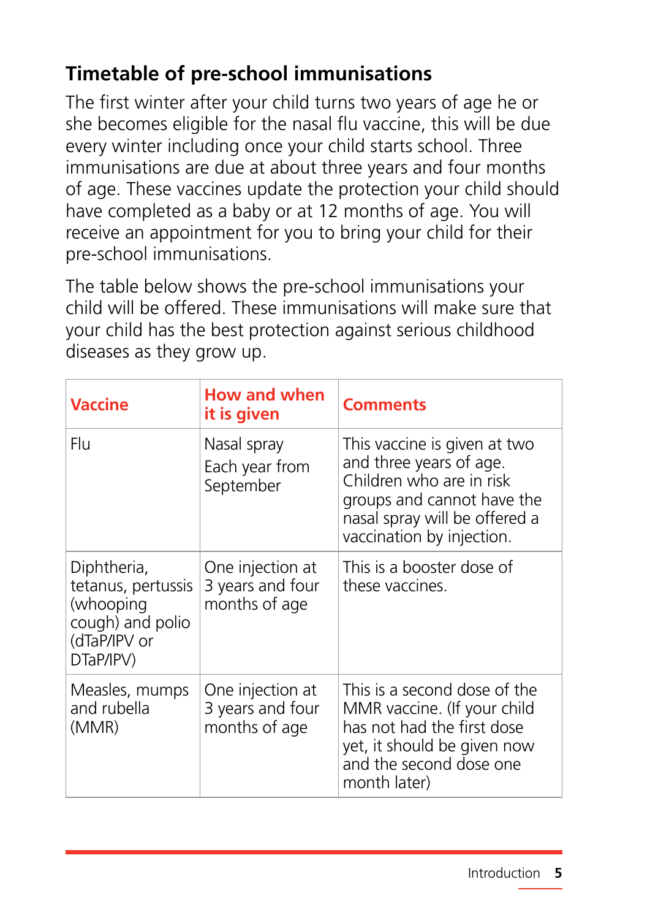## Timetable of pre-school immunisations

The first winter after your child turns two years of age he or she becomes eligible for the nasal flu vaccine, this will be due every winter including once your child starts school. Three immunisations are due at about three years and four months of age. These vaccines update the protection your child should have completed as a baby or at 12 months of age. You will receive an appointment for you to bring your child for their pre-school immunisations.

The table below shows the pre-school immunisations your child will be offered. These immunisations will make sure that your child has the best protection against serious childhood diseases as they grow up.

| Vaccine | How and when it is given | Comments |
|---|---|---|
| Flu | Nasal spray<br>Each year from September | This vaccine is given at two and three years of age. Children who are in risk groups and cannot have the nasal spray will be offered a vaccination by injection. |
| Diphtheria, tetanus, pertussis (whooping cough) and polio (dTaP/IPV or DTaP/IPV) | One injection at 3 years and four months of age | This is a booster dose of these vaccines. |
| Measles, mumps and rubella (MMR) | One injection at 3 years and four months of age | This is a second dose of the MMR vaccine. (If your child has not had the first dose yet, it should be given now and the second dose one month later) |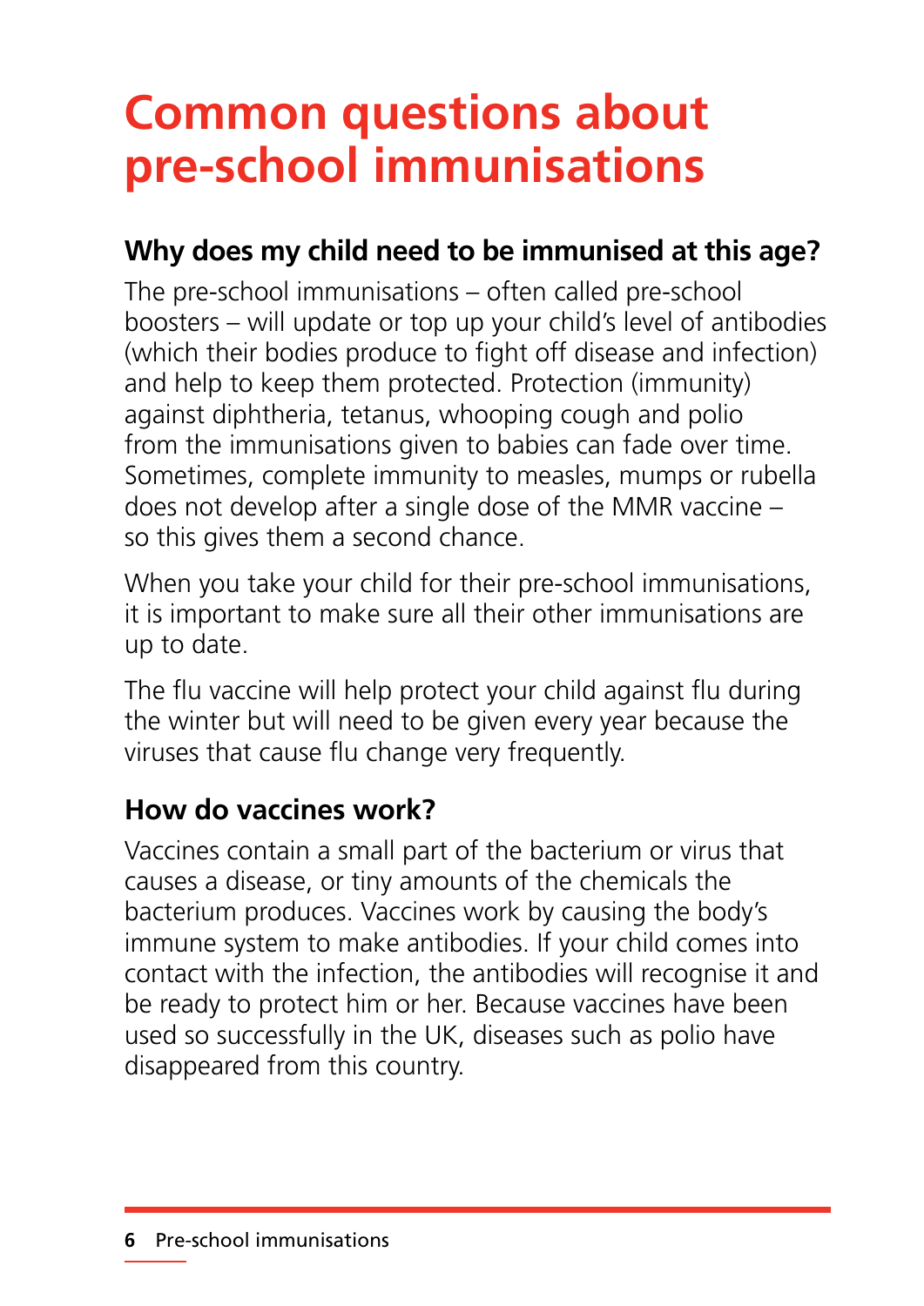# Common questions about pre-school immunisations

## Why does my child need to be immunised at this age?

The pre-school immunisations – often called pre-school boosters – will update or top up your child's level of antibodies (which their bodies produce to fight off disease and infection) and help to keep them protected. Protection (immunity) against diphtheria, tetanus, whooping cough and polio from the immunisations given to babies can fade over time. Sometimes, complete immunity to measles, mumps or rubella does not develop after a single dose of the MMR vaccine – so this gives them a second chance.

When you take your child for their pre-school immunisations, it is important to make sure all their other immunisations are up to date.

The flu vaccine will help protect your child against flu during the winter but will need to be given every year because the viruses that cause flu change very frequently.

## How do vaccines work?

Vaccines contain a small part of the bacterium or virus that causes a disease, or tiny amounts of the chemicals the bacterium produces. Vaccines work by causing the body's immune system to make antibodies. If your child comes into contact with the infection, the antibodies will recognise it and be ready to protect him or her. Because vaccines have been used so successfully in the UK, diseases such as polio have disappeared from this country.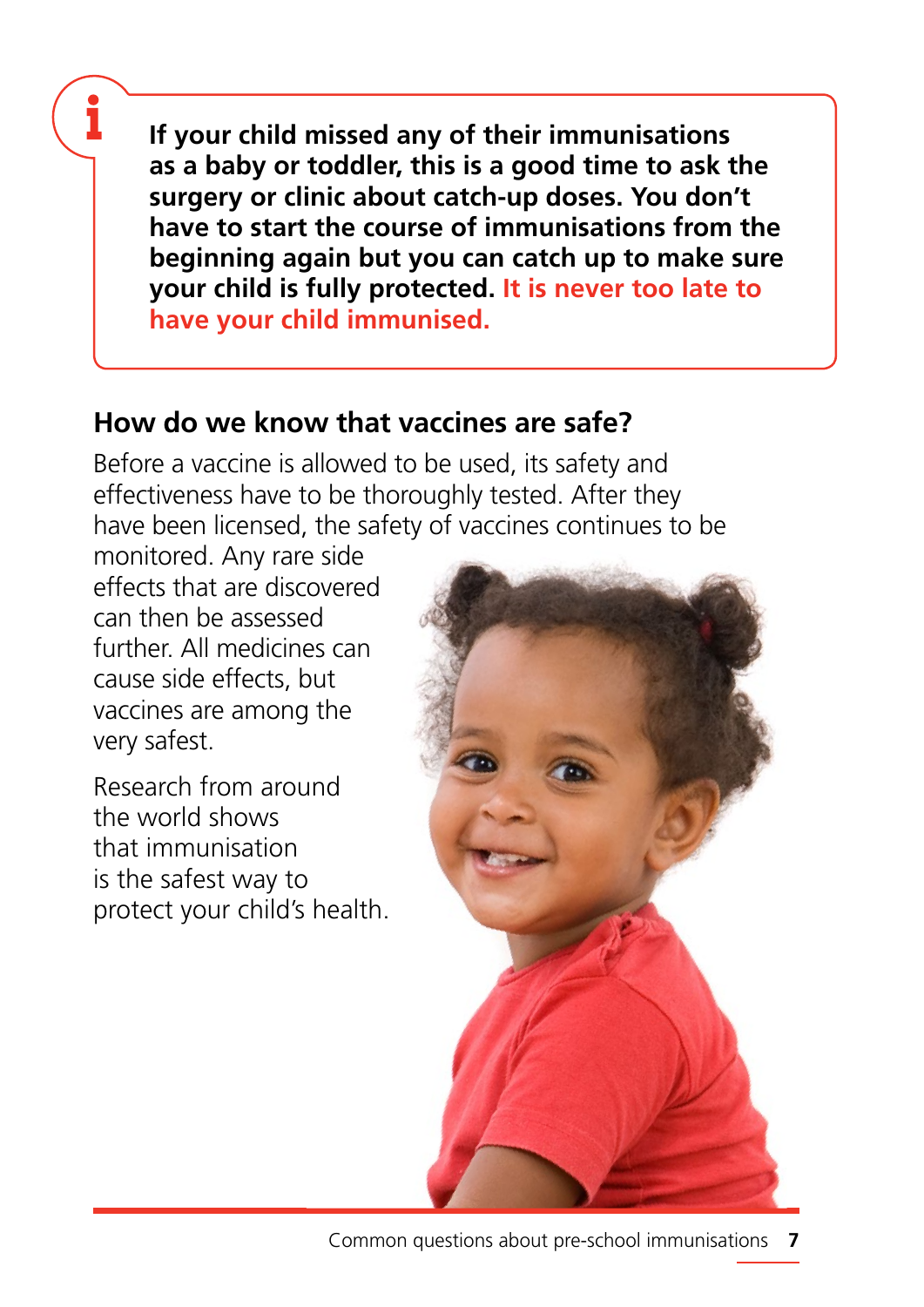**If your child missed any of their immunisations as a baby or toddler, this is a good time to ask the surgery or clinic about catch-up doses. You don't have to start the course of immunisations from the beginning again but you can catch up to make sure your child is fully protected. It is never too late to have your child immunised.**

## How do we know that vaccines are safe?

Before a vaccine is allowed to be used, its safety and effectiveness have to be thoroughly tested. After they have been licensed, the safety of vaccines continues to be monitored. Any rare side effects that are discovered can then be assessed further. All medicines can cause side effects, but vaccines are among the very safest.

Research from around the world shows that immunisation is the safest way to protect your child's health.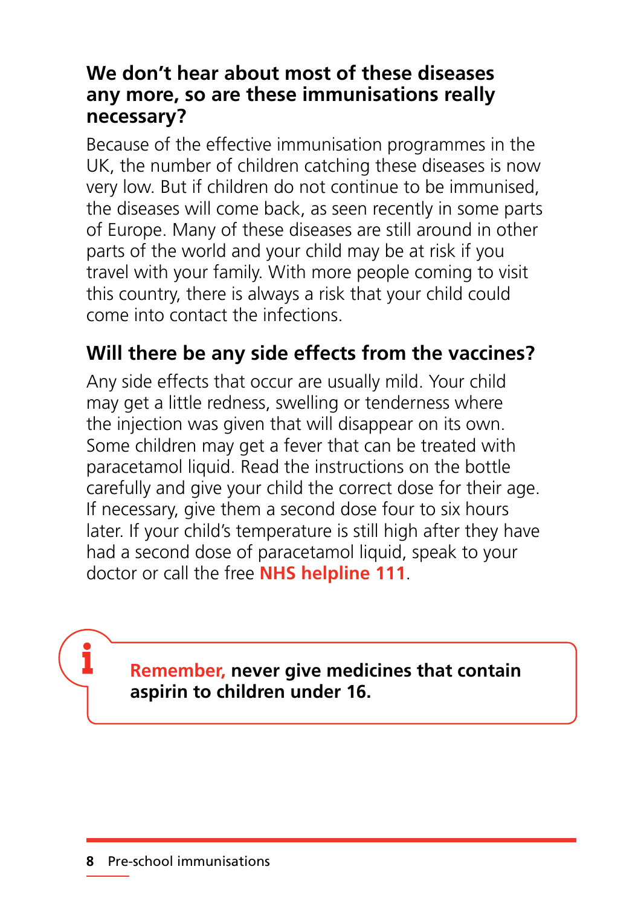## We don't hear about most of these diseases any more, so are these immunisations really necessary?

Because of the effective immunisation programmes in the UK, the number of children catching these diseases is now very low. But if children do not continue to be immunised, the diseases will come back, as seen recently in some parts of Europe. Many of these diseases are still around in other parts of the world and your child may be at risk if you travel with your family. With more people coming to visit this country, there is always a risk that your child could come into contact the infections.

## Will there be any side effects from the vaccines?

Any side effects that occur are usually mild. Your child may get a little redness, swelling or tenderness where the injection was given that will disappear on its own. Some children may get a fever that can be treated with paracetamol liquid. Read the instructions on the bottle carefully and give your child the correct dose for their age. If necessary, give them a second dose four to six hours later. If your child's temperature is still high after they have had a second dose of paracetamol liquid, speak to your doctor or call the free **NHS helpline 111**.

> **Remember, never give medicines that contain aspirin to children under 16.**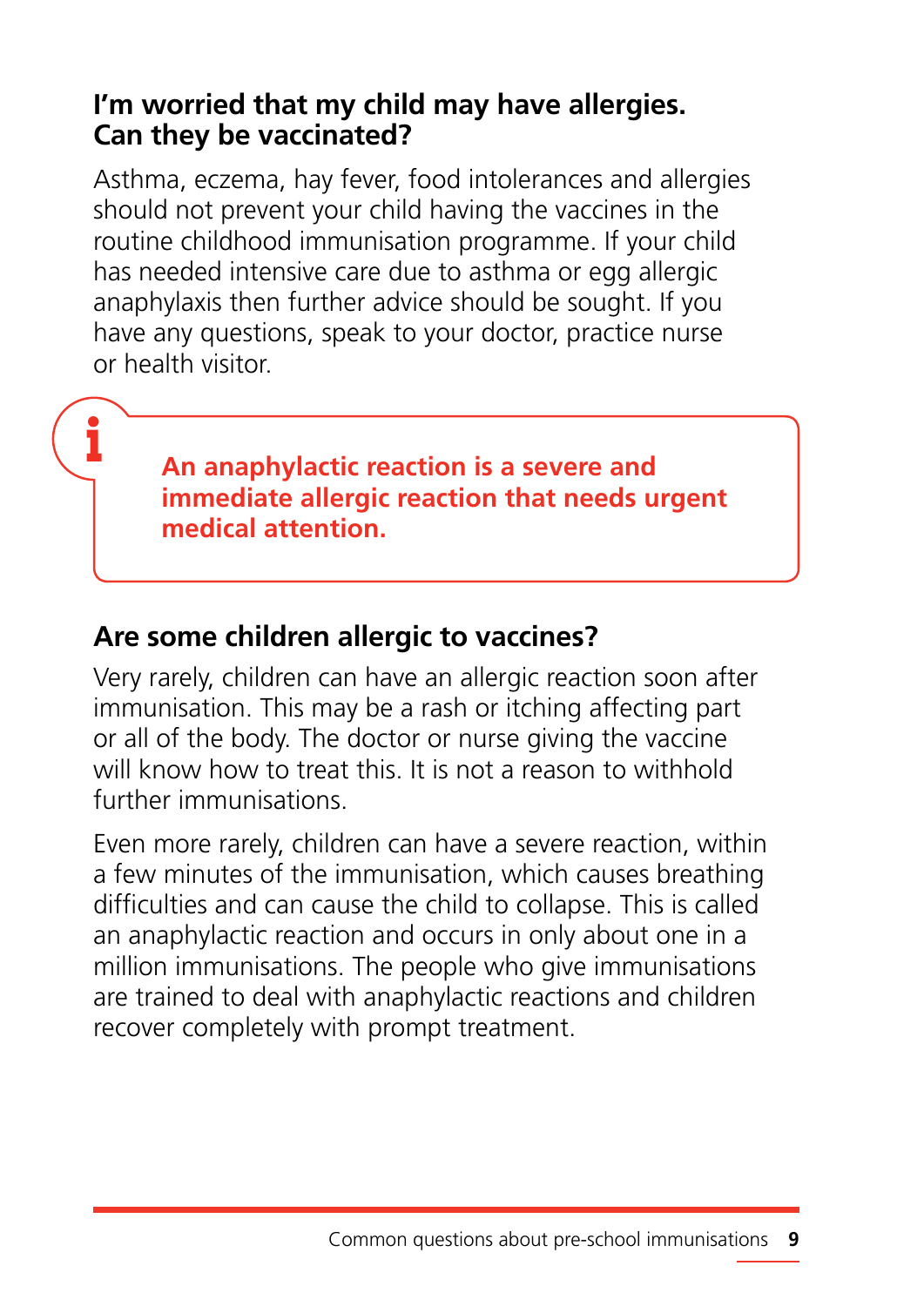## I'm worried that my child may have allergies. Can they be vaccinated?

Asthma, eczema, hay fever, food intolerances and allergies should not prevent your child having the vaccines in the routine childhood immunisation programme. If your child has needed intensive care due to asthma or egg allergic anaphylaxis then further advice should be sought. If you have any questions, speak to your doctor, practice nurse or health visitor.

> **An anaphylactic reaction is a severe and immediate allergic reaction that needs urgent medical attention.**

## Are some children allergic to vaccines?

Very rarely, children can have an allergic reaction soon after immunisation. This may be a rash or itching affecting part or all of the body. The doctor or nurse giving the vaccine will know how to treat this. It is not a reason to withhold further immunisations.

Even more rarely, children can have a severe reaction, within a few minutes of the immunisation, which causes breathing difficulties and can cause the child to collapse. This is called an anaphylactic reaction and occurs in only about one in a million immunisations. The people who give immunisations are trained to deal with anaphylactic reactions and children recover completely with prompt treatment.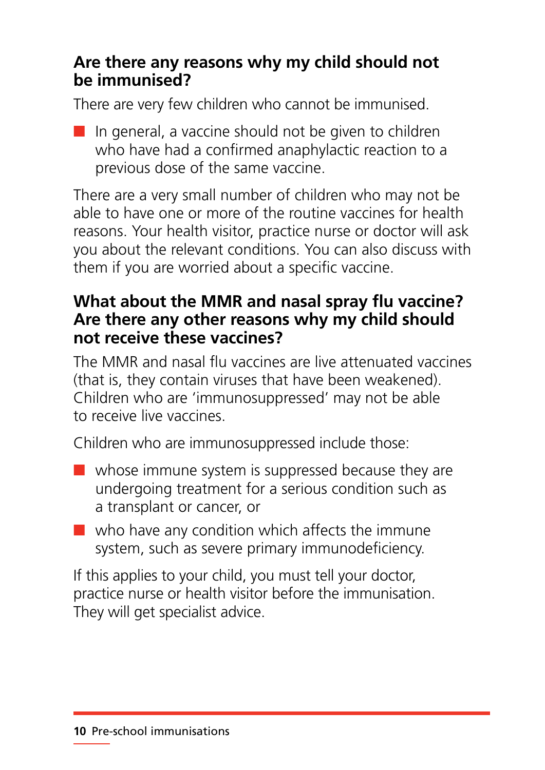## Are there any reasons why my child should not be immunised?

There are very few children who cannot be immunised.

- In general, a vaccine should not be given to children who have had a confirmed anaphylactic reaction to a previous dose of the same vaccine.

There are a very small number of children who may not be able to have one or more of the routine vaccines for health reasons. Your health visitor, practice nurse or doctor will ask you about the relevant conditions. You can also discuss with them if you are worried about a specific vaccine.

## What about the MMR and nasal spray flu vaccine? Are there any other reasons why my child should not receive these vaccines?

The MMR and nasal flu vaccines are live attenuated vaccines (that is, they contain viruses that have been weakened). Children who are 'immunosuppressed' may not be able to receive live vaccines.

Children who are immunosuppressed include those:

- whose immune system is suppressed because they are undergoing treatment for a serious condition such as a transplant or cancer, or
- who have any condition which affects the immune system, such as severe primary immunodeficiency.

If this applies to your child, you must tell your doctor, practice nurse or health visitor before the immunisation. They will get specialist advice.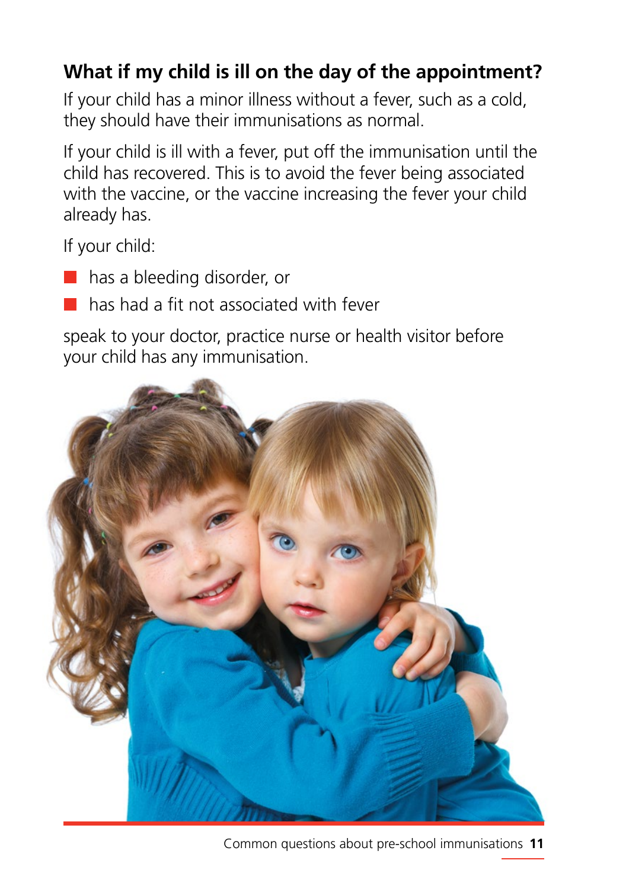## What if my child is ill on the day of the appointment?

If your child has a minor illness without a fever, such as a cold, they should have their immunisations as normal.

If your child is ill with a fever, put off the immunisation until the child has recovered. This is to avoid the fever being associated with the vaccine, or the vaccine increasing the fever your child already has.

If your child:

- has a bleeding disorder, or
- has had a fit not associated with fever

speak to your doctor, practice nurse or health visitor before your child has any immunisation.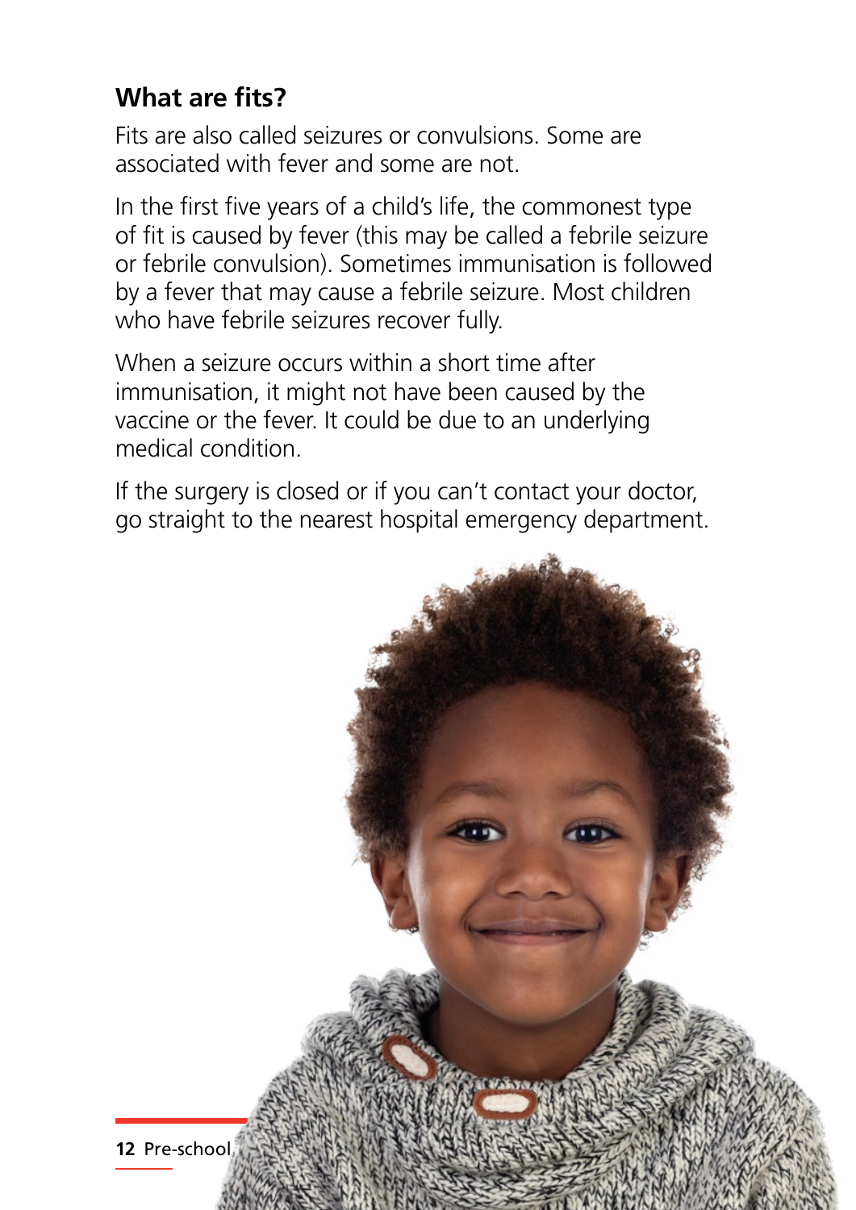## What are fits?

Fits are also called seizures or convulsions. Some are associated with fever and some are not.

In the first five years of a child's life, the commonest type of fit is caused by fever (this may be called a febrile seizure or febrile convulsion). Sometimes immunisation is followed by a fever that may cause a febrile seizure. Most children who have febrile seizures recover fully.

When a seizure occurs within a short time after immunisation, it might not have been caused by the vaccine or the fever. It could be due to an underlying medical condition.

If the surgery is closed or if you can't contact your doctor, go straight to the nearest hospital emergency department.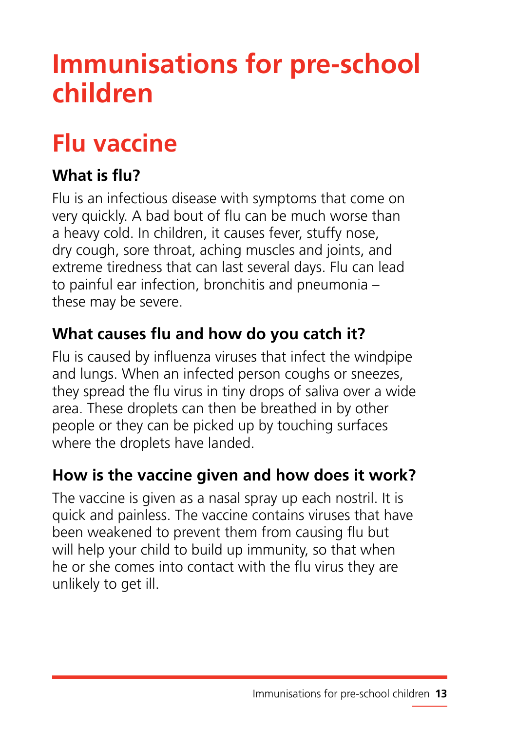# Immunisations for pre-school children

## Flu vaccine

### What is flu?

Flu is an infectious disease with symptoms that come on very quickly. A bad bout of flu can be much worse than a heavy cold. In children, it causes fever, stuffy nose, dry cough, sore throat, aching muscles and joints, and extreme tiredness that can last several days. Flu can lead to painful ear infection, bronchitis and pneumonia – these may be severe.

### What causes flu and how do you catch it?

Flu is caused by influenza viruses that infect the windpipe and lungs. When an infected person coughs or sneezes, they spread the flu virus in tiny drops of saliva over a wide area. These droplets can then be breathed in by other people or they can be picked up by touching surfaces where the droplets have landed.

### How is the vaccine given and how does it work?

The vaccine is given as a nasal spray up each nostril. It is quick and painless. The vaccine contains viruses that have been weakened to prevent them from causing flu but will help your child to build up immunity, so that when he or she comes into contact with the flu virus they are unlikely to get ill.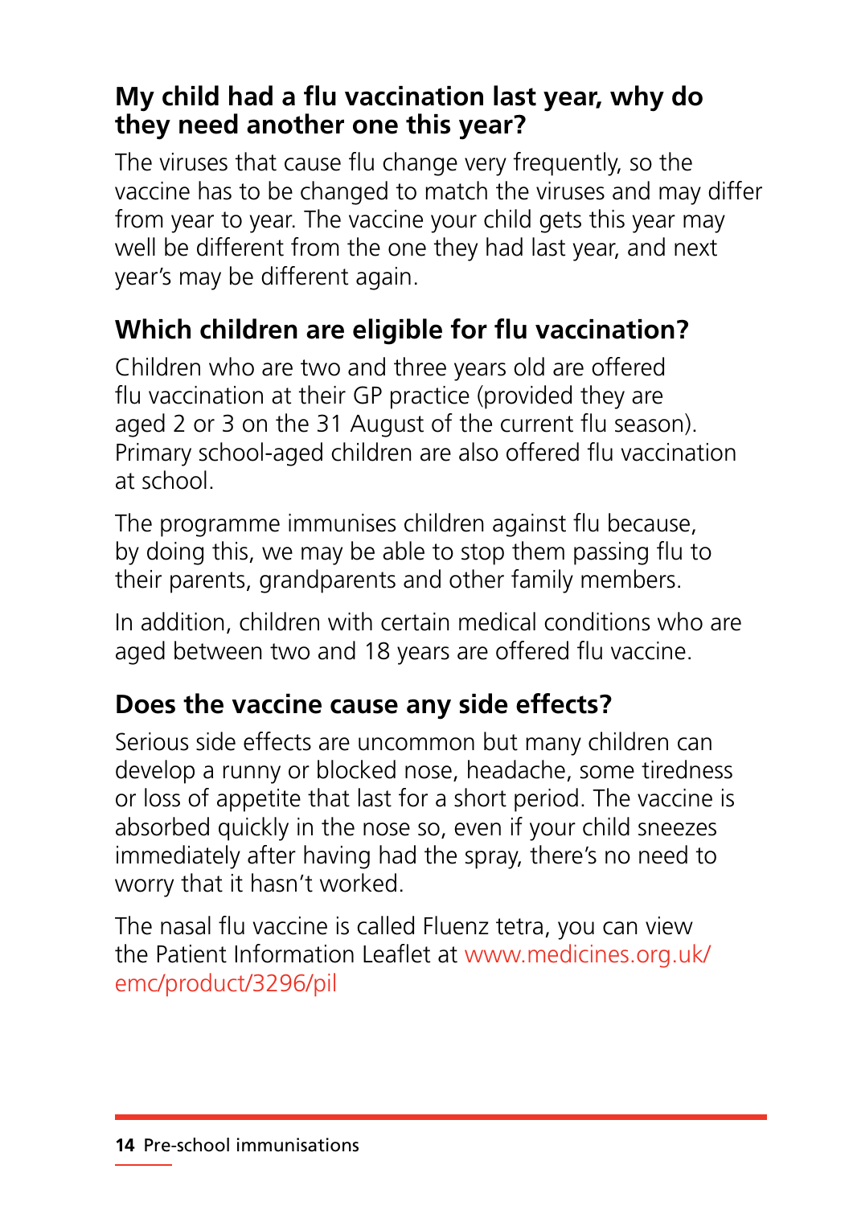## My child had a flu vaccination last year, why do they need another one this year?

The viruses that cause flu change very frequently, so the vaccine has to be changed to match the viruses and may differ from year to year. The vaccine your child gets this year may well be different from the one they had last year, and next year's may be different again.

## Which children are eligible for flu vaccination?

Children who are two and three years old are offered flu vaccination at their GP practice (provided they are aged 2 or 3 on the 31 August of the current flu season). Primary school-aged children are also offered flu vaccination at school.

The programme immunises children against flu because, by doing this, we may be able to stop them passing flu to their parents, grandparents and other family members.

In addition, children with certain medical conditions who are aged between two and 18 years are offered flu vaccine.

## Does the vaccine cause any side effects?

Serious side effects are uncommon but many children can develop a runny or blocked nose, headache, some tiredness or loss of appetite that last for a short period. The vaccine is absorbed quickly in the nose so, even if your child sneezes immediately after having had the spray, there's no need to worry that it hasn't worked.

The nasal flu vaccine is called Fluenz tetra, you can view the Patient Information Leaflet at www.medicines.org.uk/emc/product/3296/pil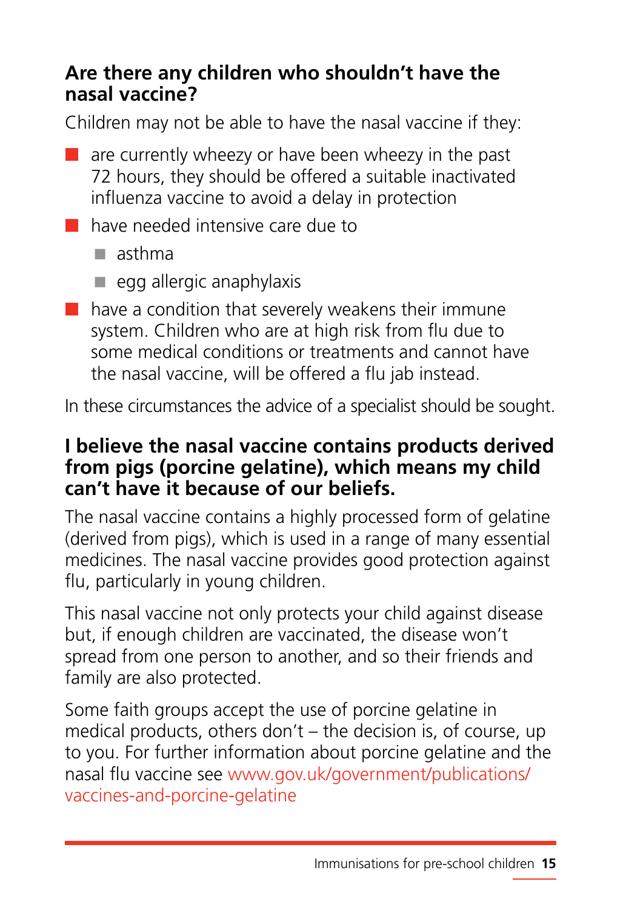## Are there any children who shouldn't have the nasal vaccine?

Children may not be able to have the nasal vaccine if they:

- are currently wheezy or have been wheezy in the past 72 hours, they should be offered a suitable inactivated influenza vaccine to avoid a delay in protection
- have needed intensive care due to
  - asthma
  - egg allergic anaphylaxis
- have a condition that severely weakens their immune system. Children who are at high risk from flu due to some medical conditions or treatments and cannot have the nasal vaccine, will be offered a flu jab instead.

In these circumstances the advice of a specialist should be sought.

## I believe the nasal vaccine contains products derived from pigs (porcine gelatine), which means my child can't have it because of our beliefs.

The nasal vaccine contains a highly processed form of gelatine (derived from pigs), which is used in a range of many essential medicines. The nasal vaccine provides good protection against flu, particularly in young children.

This nasal vaccine not only protects your child against disease but, if enough children are vaccinated, the disease won't spread from one person to another, and so their friends and family are also protected.

Some faith groups accept the use of porcine gelatine in medical products, others don't – the decision is, of course, up to you. For further information about porcine gelatine and the nasal flu vaccine see www.gov.uk/government/publications/vaccines-and-porcine-gelatine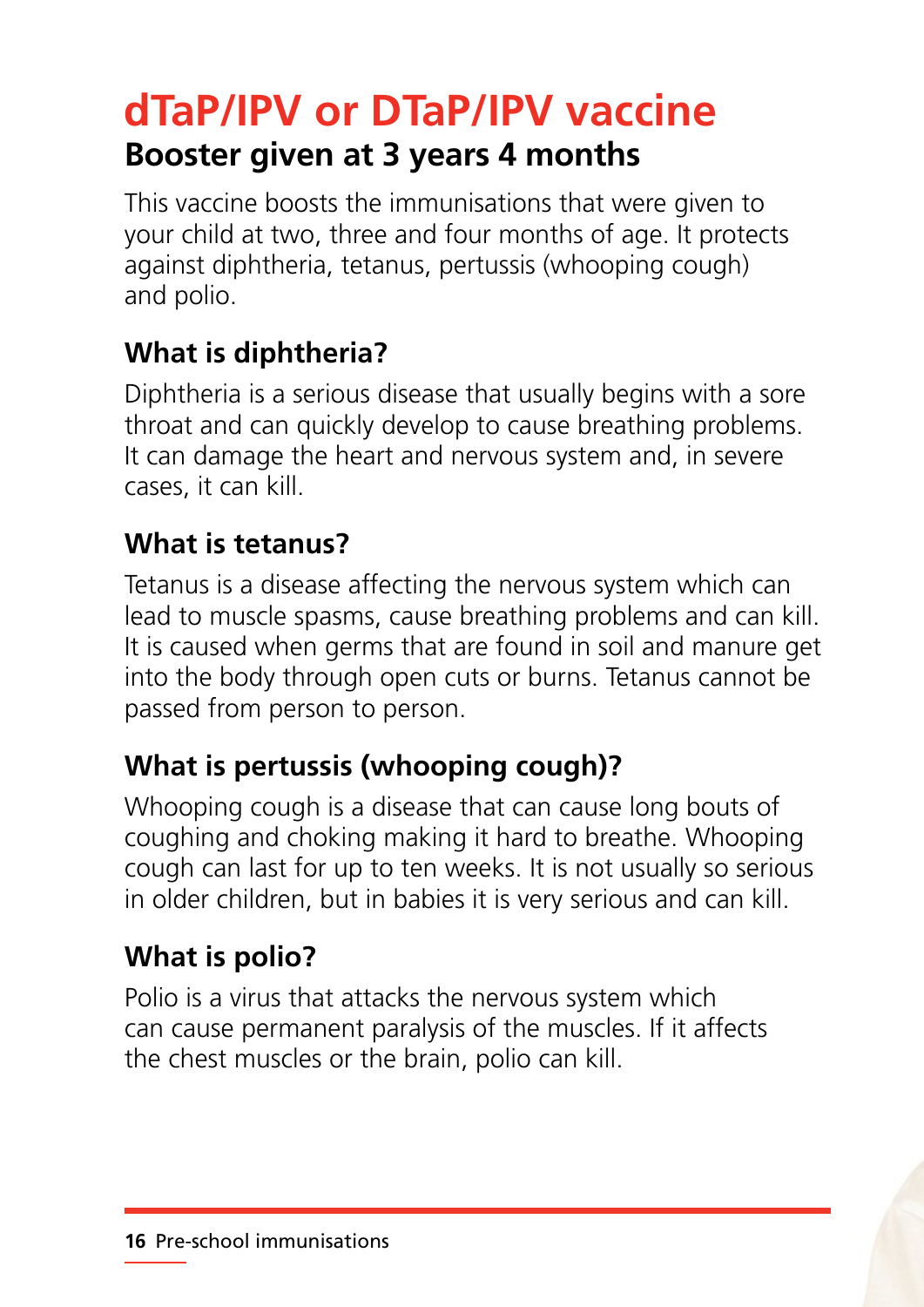# dTaP/IPV or DTaP/IPV vaccine

## Booster given at 3 years 4 months

This vaccine boosts the immunisations that were given to your child at two, three and four months of age. It protects against diphtheria, tetanus, pertussis (whooping cough) and polio.

### What is diphtheria?

Diphtheria is a serious disease that usually begins with a sore throat and can quickly develop to cause breathing problems. It can damage the heart and nervous system and, in severe cases, it can kill.

### What is tetanus?

Tetanus is a disease affecting the nervous system which can lead to muscle spasms, cause breathing problems and can kill. It is caused when germs that are found in soil and manure get into the body through open cuts or burns. Tetanus cannot be passed from person to person.

### What is pertussis (whooping cough)?

Whooping cough is a disease that can cause long bouts of coughing and choking making it hard to breathe. Whooping cough can last for up to ten weeks. It is not usually so serious in older children, but in babies it is very serious and can kill.

### What is polio?

Polio is a virus that attacks the nervous system which can cause permanent paralysis of the muscles. If it affects the chest muscles or the brain, polio can kill.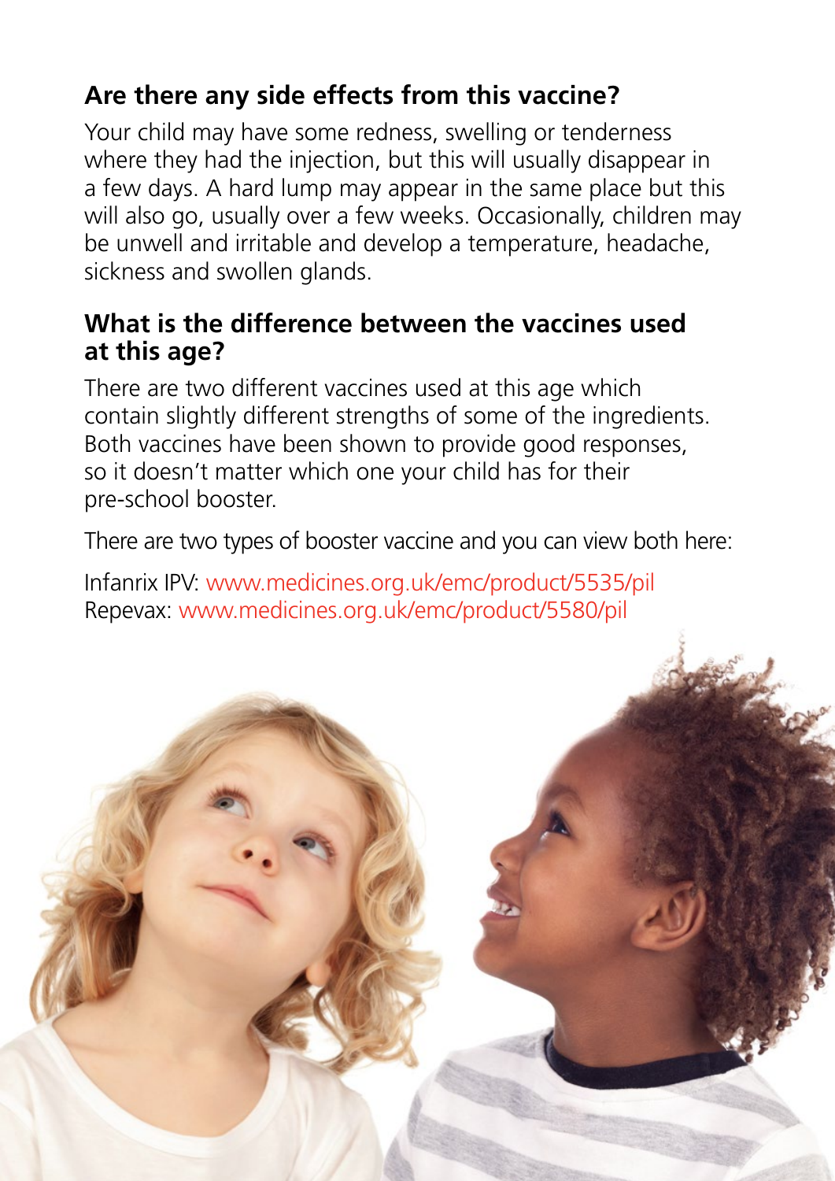## Are there any side effects from this vaccine?

Your child may have some redness, swelling or tenderness where they had the injection, but this will usually disappear in a few days. A hard lump may appear in the same place but this will also go, usually over a few weeks. Occasionally, children may be unwell and irritable and develop a temperature, headache, sickness and swollen glands.

## What is the difference between the vaccines used at this age?

There are two different vaccines used at this age which contain slightly different strengths of some of the ingredients. Both vaccines have been shown to provide good responses, so it doesn't matter which one your child has for their pre-school booster.

There are two types of booster vaccine and you can view both here:

Infanrix IPV: www.medicines.org.uk/emc/product/5535/pil
Repevax: www.medicines.org.uk/emc/product/5580/pil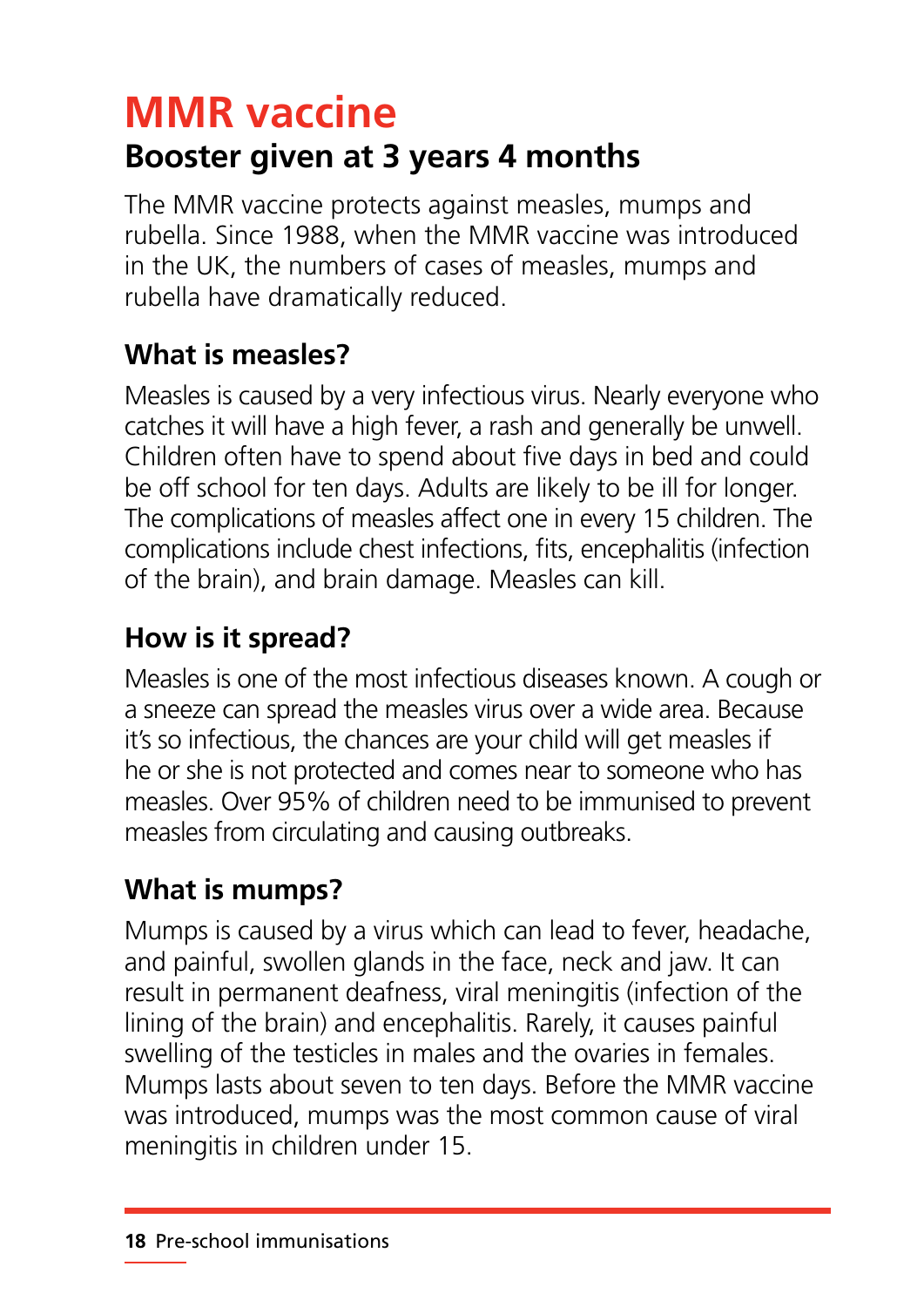# MMR vaccine

## Booster given at 3 years 4 months

The MMR vaccine protects against measles, mumps and rubella. Since 1988, when the MMR vaccine was introduced in the UK, the numbers of cases of measles, mumps and rubella have dramatically reduced.

### What is measles?

Measles is caused by a very infectious virus. Nearly everyone who catches it will have a high fever, a rash and generally be unwell. Children often have to spend about five days in bed and could be off school for ten days. Adults are likely to be ill for longer. The complications of measles affect one in every 15 children. The complications include chest infections, fits, encephalitis (infection of the brain), and brain damage. Measles can kill.

### How is it spread?

Measles is one of the most infectious diseases known. A cough or a sneeze can spread the measles virus over a wide area. Because it's so infectious, the chances are your child will get measles if he or she is not protected and comes near to someone who has measles. Over 95% of children need to be immunised to prevent measles from circulating and causing outbreaks.

### What is mumps?

Mumps is caused by a virus which can lead to fever, headache, and painful, swollen glands in the face, neck and jaw. It can result in permanent deafness, viral meningitis (infection of the lining of the brain) and encephalitis. Rarely, it causes painful swelling of the testicles in males and the ovaries in females. Mumps lasts about seven to ten days. Before the MMR vaccine was introduced, mumps was the most common cause of viral meningitis in children under 15.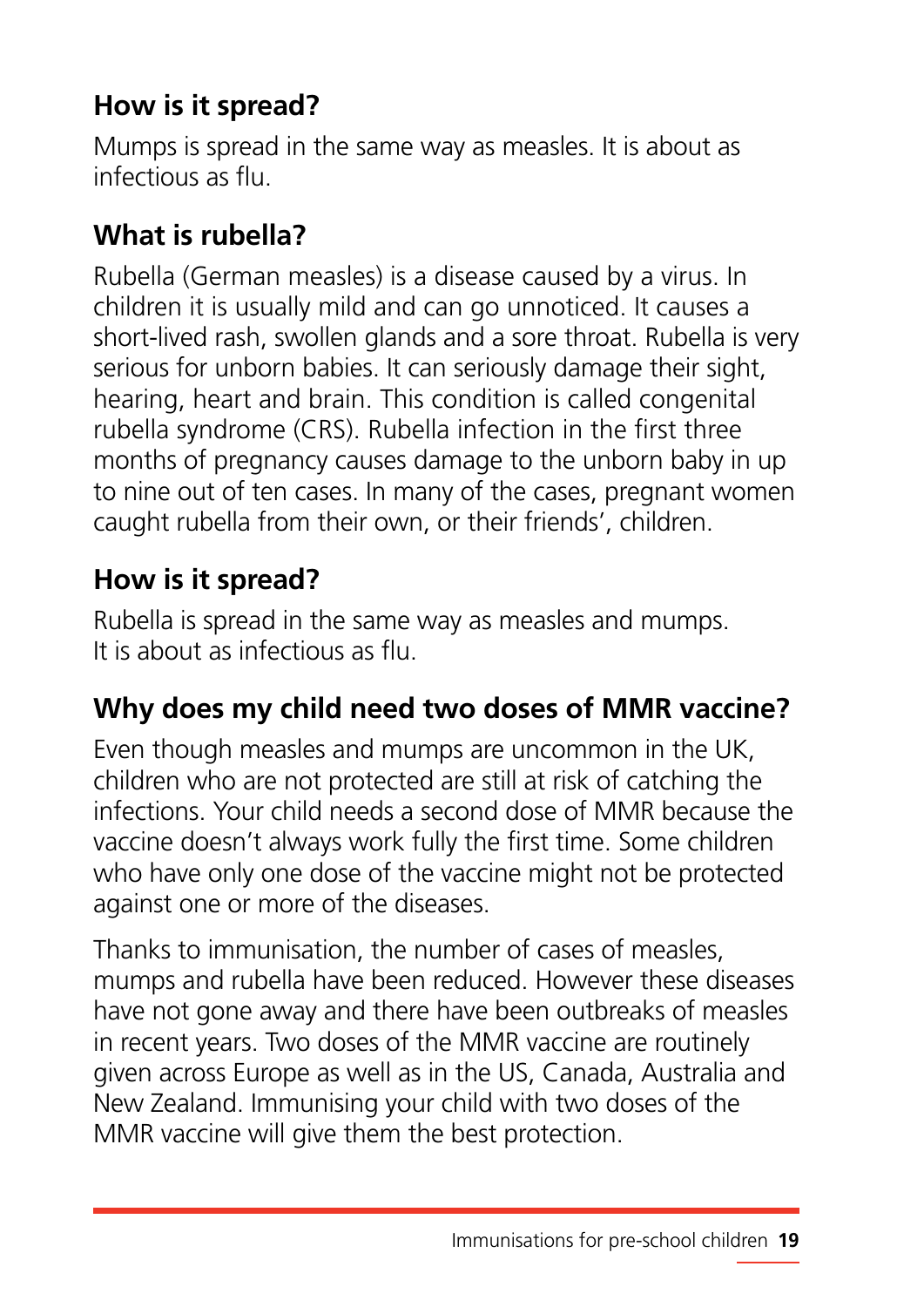## How is it spread?

Mumps is spread in the same way as measles. It is about as infectious as flu.

## What is rubella?

Rubella (German measles) is a disease caused by a virus. In children it is usually mild and can go unnoticed. It causes a short-lived rash, swollen glands and a sore throat. Rubella is very serious for unborn babies. It can seriously damage their sight, hearing, heart and brain. This condition is called congenital rubella syndrome (CRS). Rubella infection in the first three months of pregnancy causes damage to the unborn baby in up to nine out of ten cases. In many of the cases, pregnant women caught rubella from their own, or their friends', children.

## How is it spread?

Rubella is spread in the same way as measles and mumps. It is about as infectious as flu.

## Why does my child need two doses of MMR vaccine?

Even though measles and mumps are uncommon in the UK, children who are not protected are still at risk of catching the infections. Your child needs a second dose of MMR because the vaccine doesn't always work fully the first time. Some children who have only one dose of the vaccine might not be protected against one or more of the diseases.

Thanks to immunisation, the number of cases of measles, mumps and rubella have been reduced. However these diseases have not gone away and there have been outbreaks of measles in recent years. Two doses of the MMR vaccine are routinely given across Europe as well as in the US, Canada, Australia and New Zealand. Immunising your child with two doses of the MMR vaccine will give them the best protection.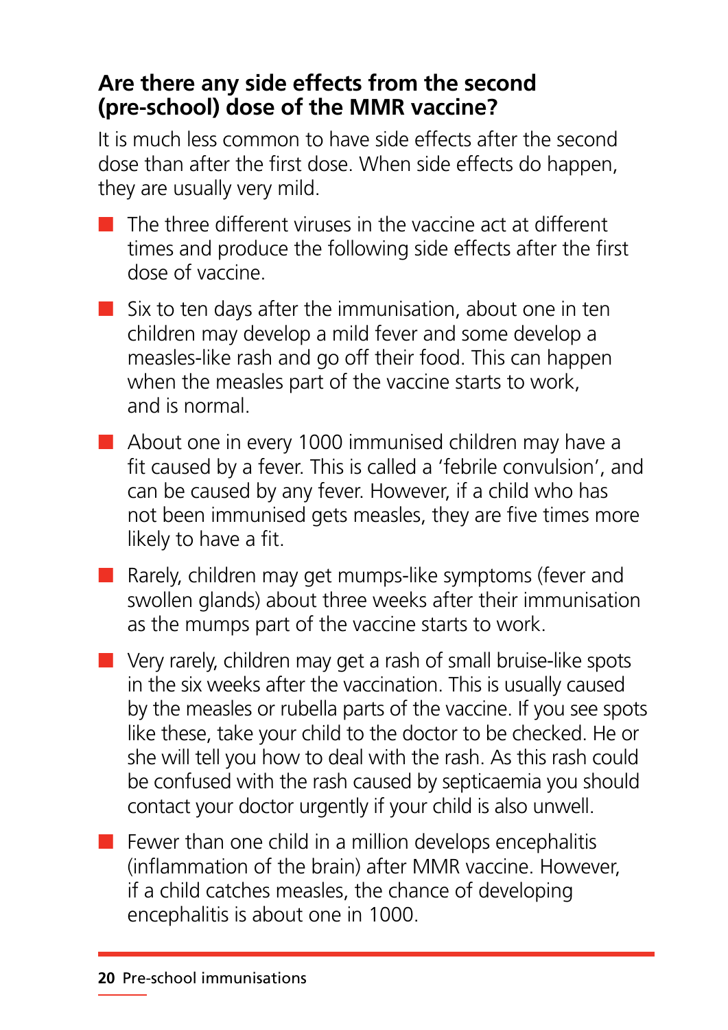## Are there any side effects from the second (pre-school) dose of the MMR vaccine?

It is much less common to have side effects after the second dose than after the first dose. When side effects do happen, they are usually very mild.

- The three different viruses in the vaccine act at different times and produce the following side effects after the first dose of vaccine.
- Six to ten days after the immunisation, about one in ten children may develop a mild fever and some develop a measles-like rash and go off their food. This can happen when the measles part of the vaccine starts to work, and is normal.
- About one in every 1000 immunised children may have a fit caused by a fever. This is called a 'febrile convulsion', and can be caused by any fever. However, if a child who has not been immunised gets measles, they are five times more likely to have a fit.
- Rarely, children may get mumps-like symptoms (fever and swollen glands) about three weeks after their immunisation as the mumps part of the vaccine starts to work.
- Very rarely, children may get a rash of small bruise-like spots in the six weeks after the vaccination. This is usually caused by the measles or rubella parts of the vaccine. If you see spots like these, take your child to the doctor to be checked. He or she will tell you how to deal with the rash. As this rash could be confused with the rash caused by septicaemia you should contact your doctor urgently if your child is also unwell.
- Fewer than one child in a million develops encephalitis (inflammation of the brain) after MMR vaccine. However, if a child catches measles, the chance of developing encephalitis is about one in 1000.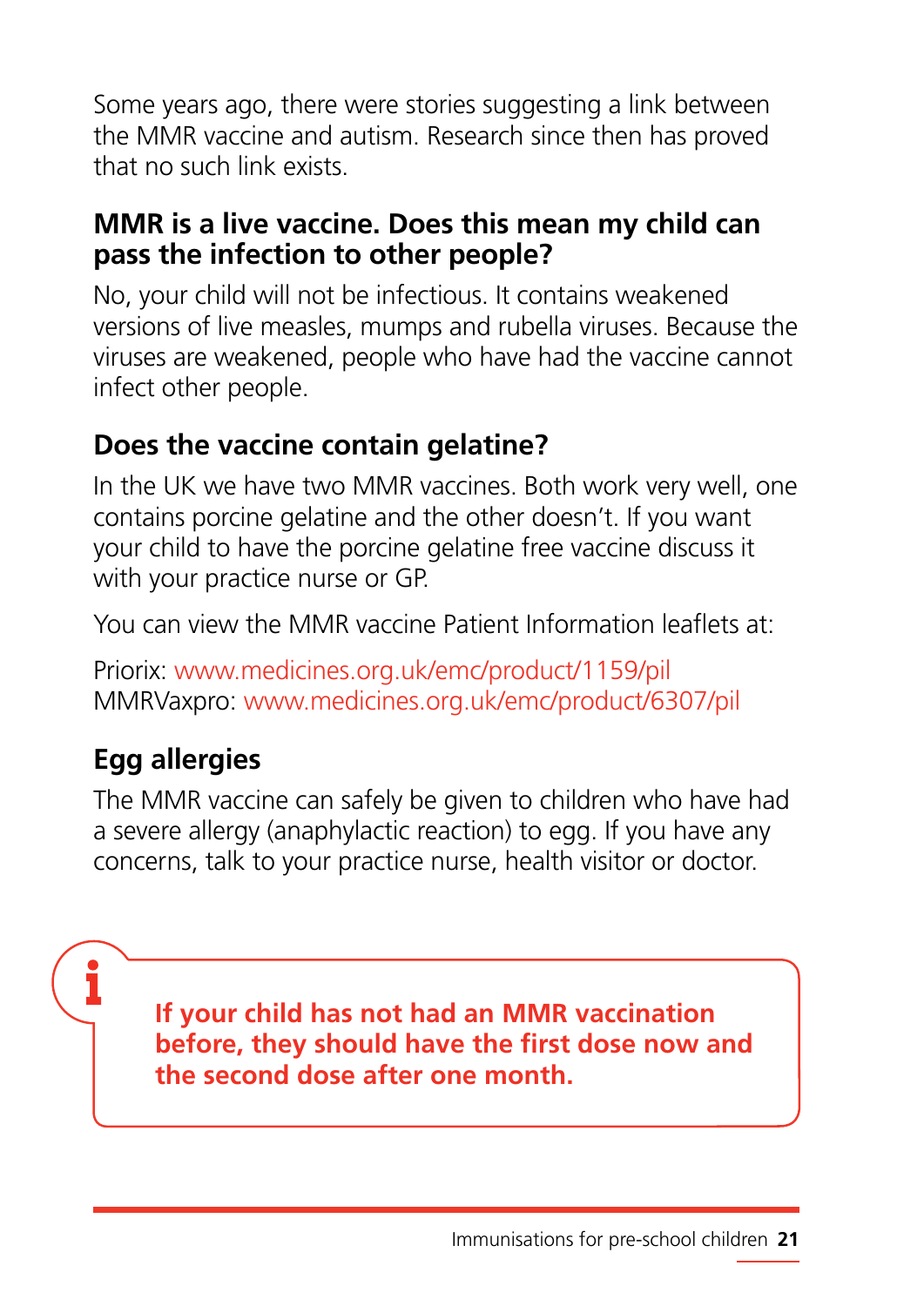Some years ago, there were stories suggesting a link between the MMR vaccine and autism. Research since then has proved that no such link exists.

### MMR is a live vaccine. Does this mean my child can pass the infection to other people?

No, your child will not be infectious. It contains weakened versions of live measles, mumps and rubella viruses. Because the viruses are weakened, people who have had the vaccine cannot infect other people.

### Does the vaccine contain gelatine?

In the UK we have two MMR vaccines. Both work very well, one contains porcine gelatine and the other doesn't. If you want your child to have the porcine gelatine free vaccine discuss it with your practice nurse or GP.

You can view the MMR vaccine Patient Information leaflets at:

Priorix: www.medicines.org.uk/emc/product/1159/pil
MMRVaxpro: www.medicines.org.uk/emc/product/6307/pil

### Egg allergies

The MMR vaccine can safely be given to children who have had a severe allergy (anaphylactic reaction) to egg. If you have any concerns, talk to your practice nurse, health visitor or doctor.

**If your child has not had an MMR vaccination before, they should have the first dose now and the second dose after one month.**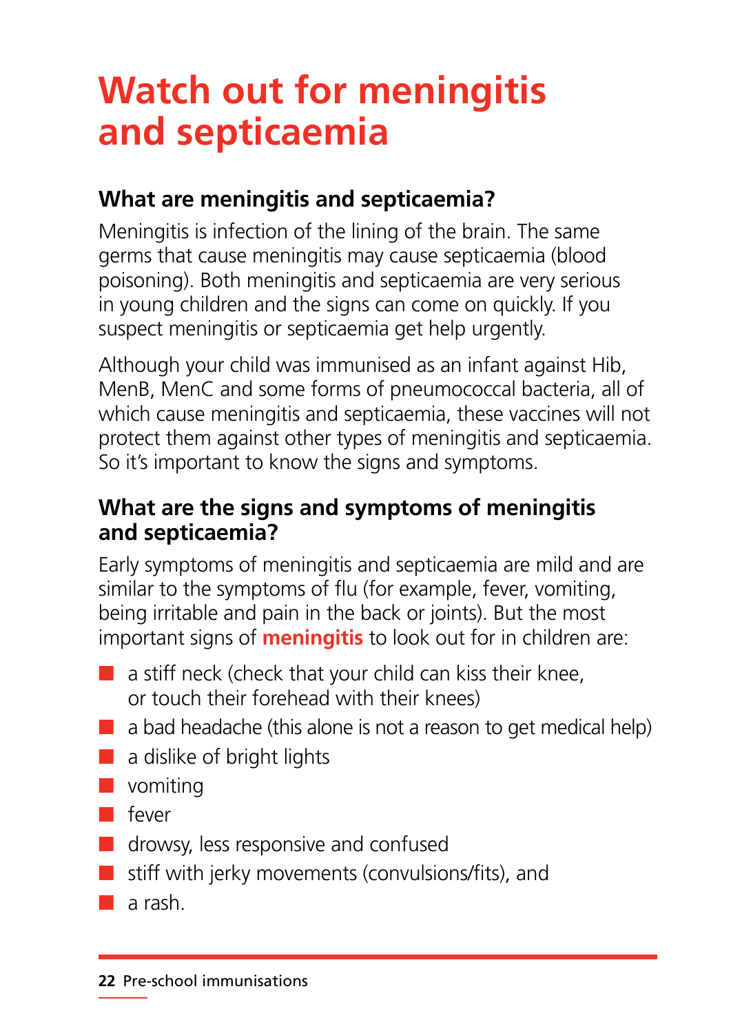# Watch out for meningitis and septicaemia

## What are meningitis and septicaemia?

Meningitis is infection of the lining of the brain. The same germs that cause meningitis may cause septicaemia (blood poisoning). Both meningitis and septicaemia are very serious in young children and the signs can come on quickly. If you suspect meningitis or septicaemia get help urgently.

Although your child was immunised as an infant against Hib, MenB, MenC and some forms of pneumococcal bacteria, all of which cause meningitis and septicaemia, these vaccines will not protect them against other types of meningitis and septicaemia. So it's important to know the signs and symptoms.

## What are the signs and symptoms of meningitis and septicaemia?

Early symptoms of meningitis and septicaemia are mild and are similar to the symptoms of flu (for example, fever, vomiting, being irritable and pain in the back or joints). But the most important signs of **meningitis** to look out for in children are:

- a stiff neck (check that your child can kiss their knee, or touch their forehead with their knees)
- a bad headache (this alone is not a reason to get medical help)
- a dislike of bright lights
- vomiting
- fever
- drowsy, less responsive and confused
- stiff with jerky movements (convulsions/fits), and
- a rash.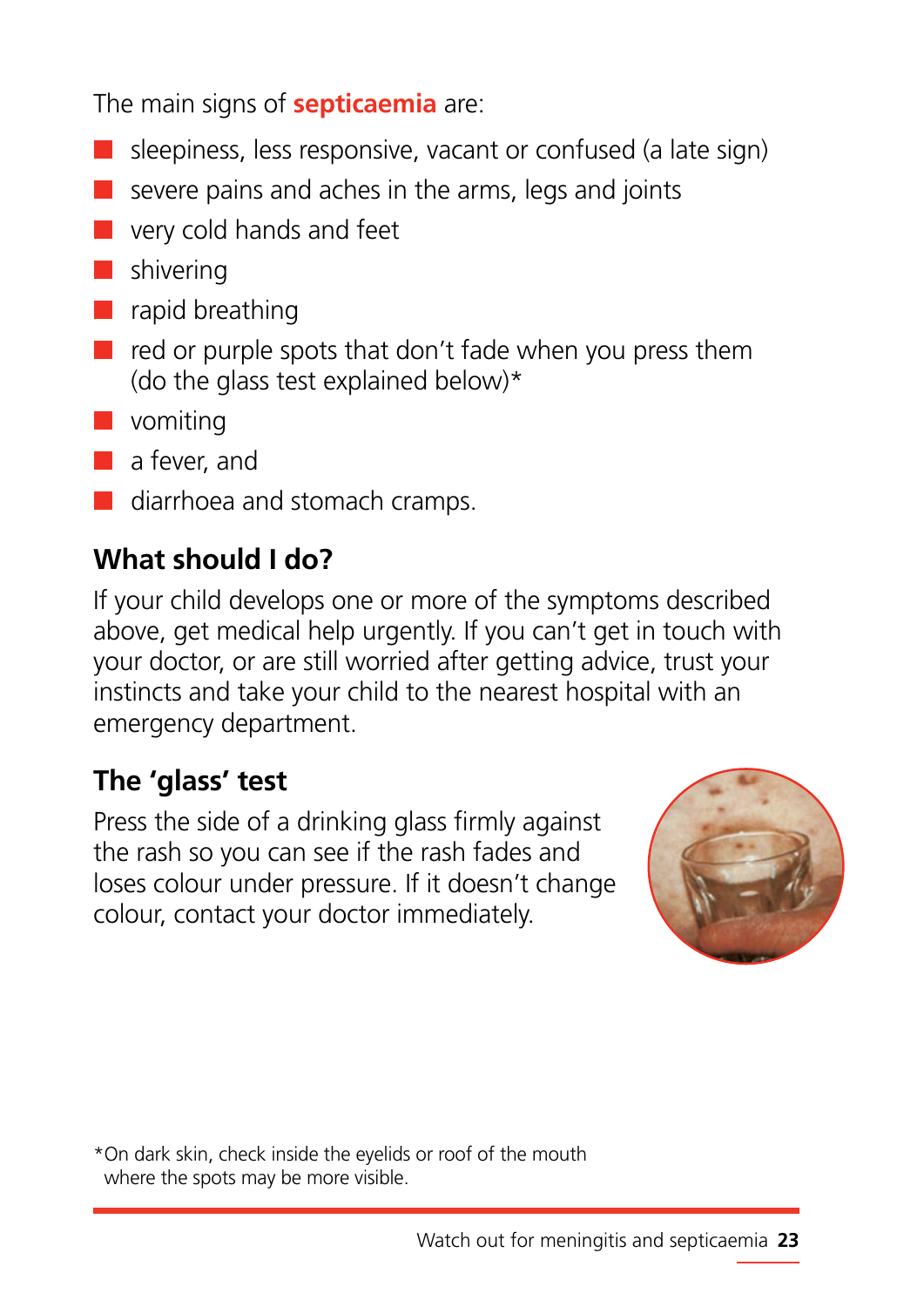The main signs of **septicaemia** are:

- sleepiness, less responsive, vacant or confused (a late sign)
- severe pains and aches in the arms, legs and joints
- very cold hands and feet
- shivering
- rapid breathing
- red or purple spots that don't fade when you press them (do the glass test explained below)*
- vomiting
- a fever, and
- diarrhoea and stomach cramps.

## What should I do?

If your child develops one or more of the symptoms described above, get medical help urgently. If you can't get in touch with your doctor, or are still worried after getting advice, trust your instincts and take your child to the nearest hospital with an emergency department.

## The 'glass' test

Press the side of a drinking glass firmly against the rash so you can see if the rash fades and loses colour under pressure. If it doesn't change colour, contact your doctor immediately.

*On dark skin, check inside the eyelids or roof of the mouth where the spots may be more visible.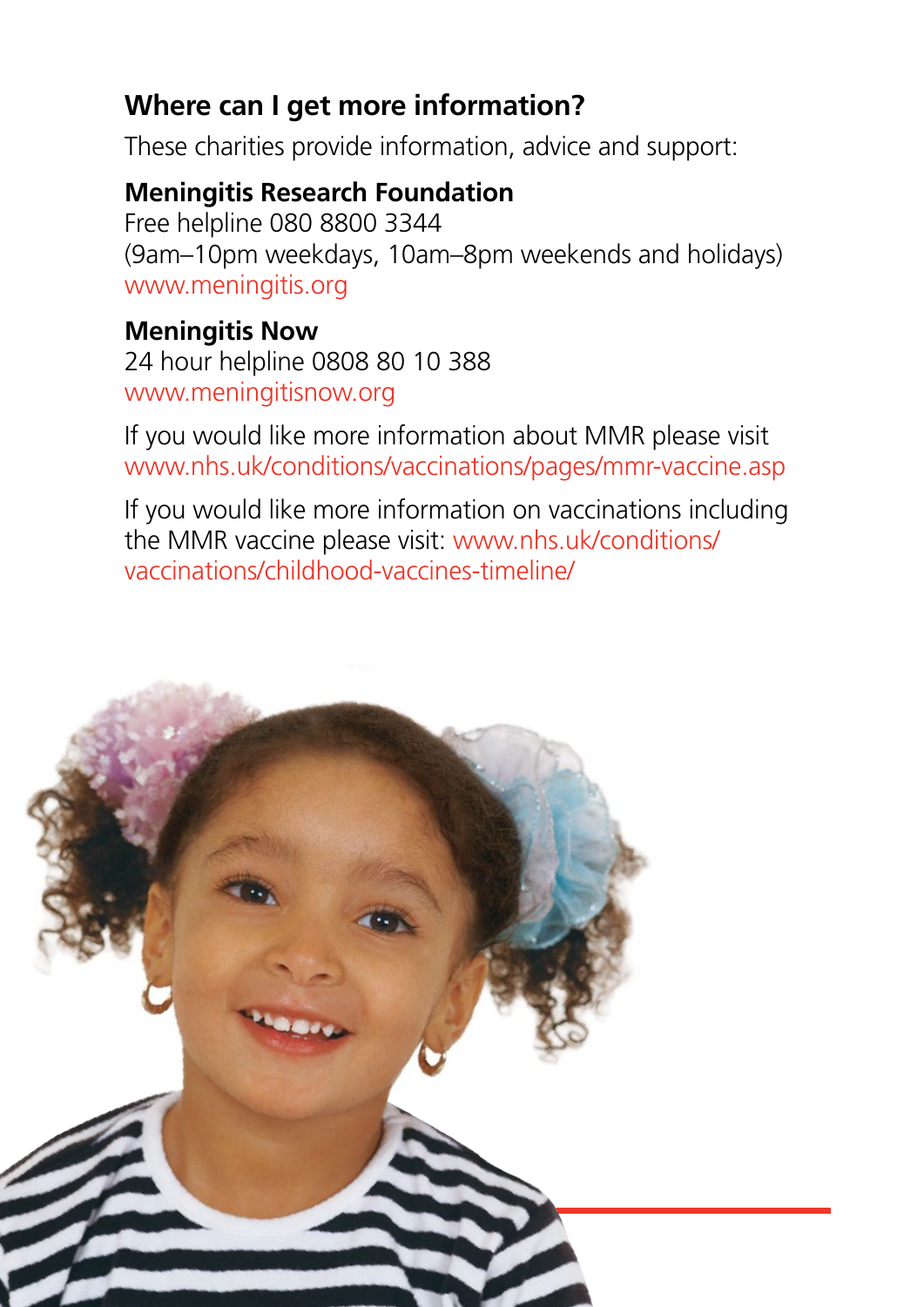## Where can I get more information?

These charities provide information, advice and support:

**Meningitis Research Foundation**
Free helpline 080 8800 3344
(9am–10pm weekdays, 10am–8pm weekends and holidays)
www.meningitis.org

**Meningitis Now**
24 hour helpline 0808 80 10 388
www.meningitisnow.org

If you would like more information about MMR please visit www.nhs.uk/conditions/vaccinations/pages/mmr-vaccine.asp

If you would like more information on vaccinations including the MMR vaccine please visit: www.nhs.uk/conditions/vaccinations/childhood-vaccines-timeline/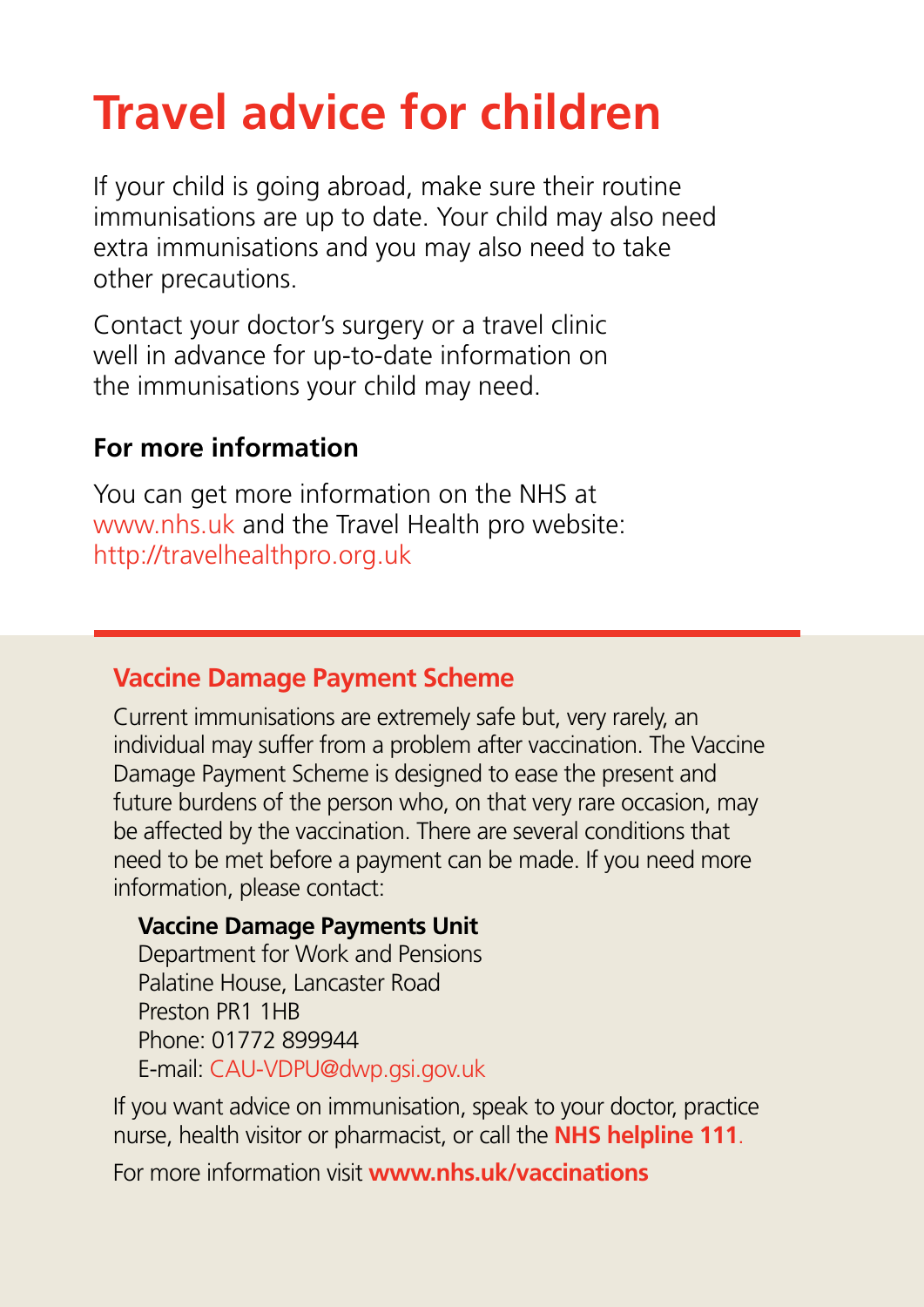# Travel advice for children

If your child is going abroad, make sure their routine immunisations are up to date. Your child may also need extra immunisations and you may also need to take other precautions.

Contact your doctor's surgery or a travel clinic well in advance for up-to-date information on the immunisations your child may need.

### For more information

You can get more information on the NHS at www.nhs.uk and the Travel Health pro website: http://travelhealthpro.org.uk

---

## Vaccine Damage Payment Scheme

Current immunisations are extremely safe but, very rarely, an individual may suffer from a problem after vaccination. The Vaccine Damage Payment Scheme is designed to ease the present and future burdens of the person who, on that very rare occasion, may be affected by the vaccination. There are several conditions that need to be met before a payment can be made. If you need more information, please contact:

**Vaccine Damage Payments Unit**
Department for Work and Pensions
Palatine House, Lancaster Road
Preston PR1 1HB
Phone: 01772 899944
E-mail: CAU-VDPU@dwp.gsi.gov.uk

If you want advice on immunisation, speak to your doctor, practice nurse, health visitor or pharmacist, or call the **NHS helpline 111**.

For more information visit **www.nhs.uk/vaccinations**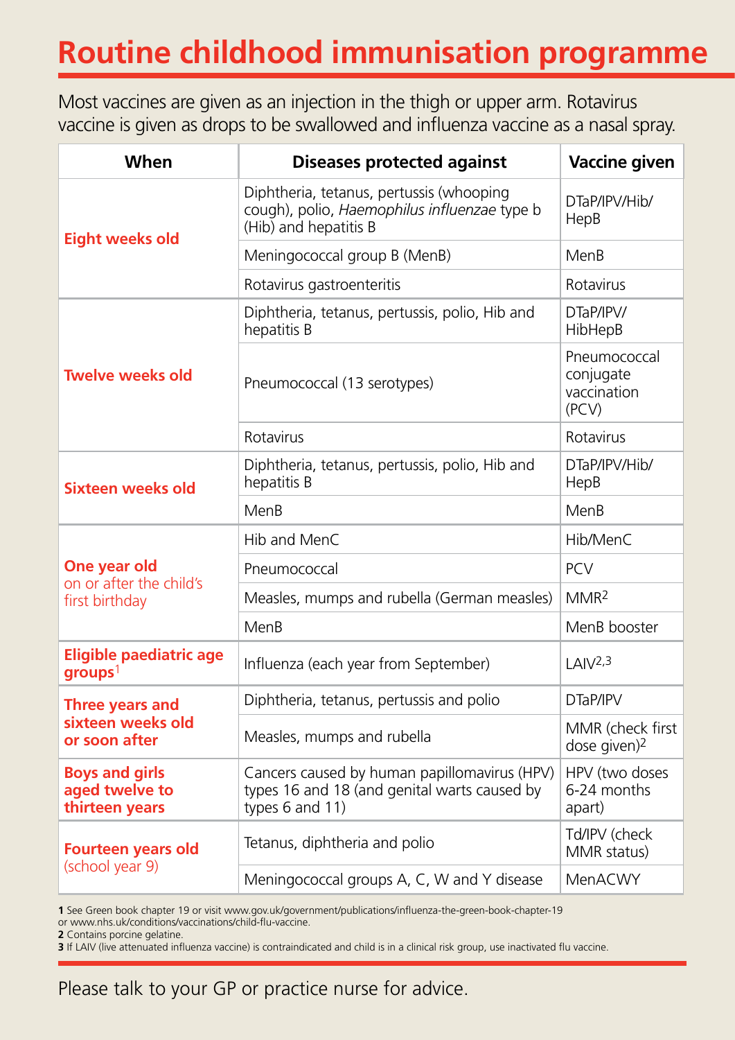# Routine childhood immunisation programme

Most vaccines are given as an injection in the thigh or upper arm. Rotavirus vaccine is given as drops to be swallowed and influenza vaccine as a nasal spray.

| When | Diseases protected against | Vaccine given |
|---|---|---|
| **Eight weeks old** | Diphtheria, tetanus, pertussis (whooping cough), polio, *Haemophilus influenzae* type b (Hib) and hepatitis B | DTaP/IPV/Hib/HepB |
| | Meningococcal group B (MenB) | MenB |
| | Rotavirus gastroenteritis | Rotavirus |
| **Twelve weeks old** | Diphtheria, tetanus, pertussis, polio, Hib and hepatitis B | DTaP/IPV/HibHepB |
| | Pneumococcal (13 serotypes) | Pneumococcal conjugate vaccination (PCV) |
| | Rotavirus | Rotavirus |
| **Sixteen weeks old** | Diphtheria, tetanus, pertussis, polio, Hib and hepatitis B | DTaP/IPV/Hib/HepB |
| | MenB | MenB |
| **One year old** on or after the child's first birthday | Hib and MenC | Hib/MenC |
| | Pneumococcal | PCV |
| | Measles, mumps and rubella (German measles) | MMR[2] |
| | MenB | MenB booster |
| **Eligible paediatric age groups**[1] | Influenza (each year from September) | LAIV[2,3] |
| **Three years and sixteen weeks old or soon after** | Diphtheria, tetanus, pertussis and polio | DTaP/IPV |
| | Measles, mumps and rubella | MMR (check first dose given)[2] |
| **Boys and girls aged twelve to thirteen years** | Cancers caused by human papillomavirus (HPV) types 16 and 18 (and genital warts caused by types 6 and 11) | HPV (two doses 6-24 months apart) |
| **Fourteen years old** (school year 9) | Tetanus, diphtheria and polio | Td/IPV (check MMR status) |
| | Meningococcal groups A, C, W and Y disease | MenACWY |

**1** See Green book chapter 19 or visit www.gov.uk/government/publications/influenza-the-green-book-chapter-19 or www.nhs.uk/conditions/vaccinations/child-flu-vaccine.
**2** Contains porcine gelatine.
**3** If LAIV (live attenuated influenza vaccine) is contraindicated and child is in a clinical risk group, use inactivated flu vaccine.

Please talk to your GP or practice nurse for advice.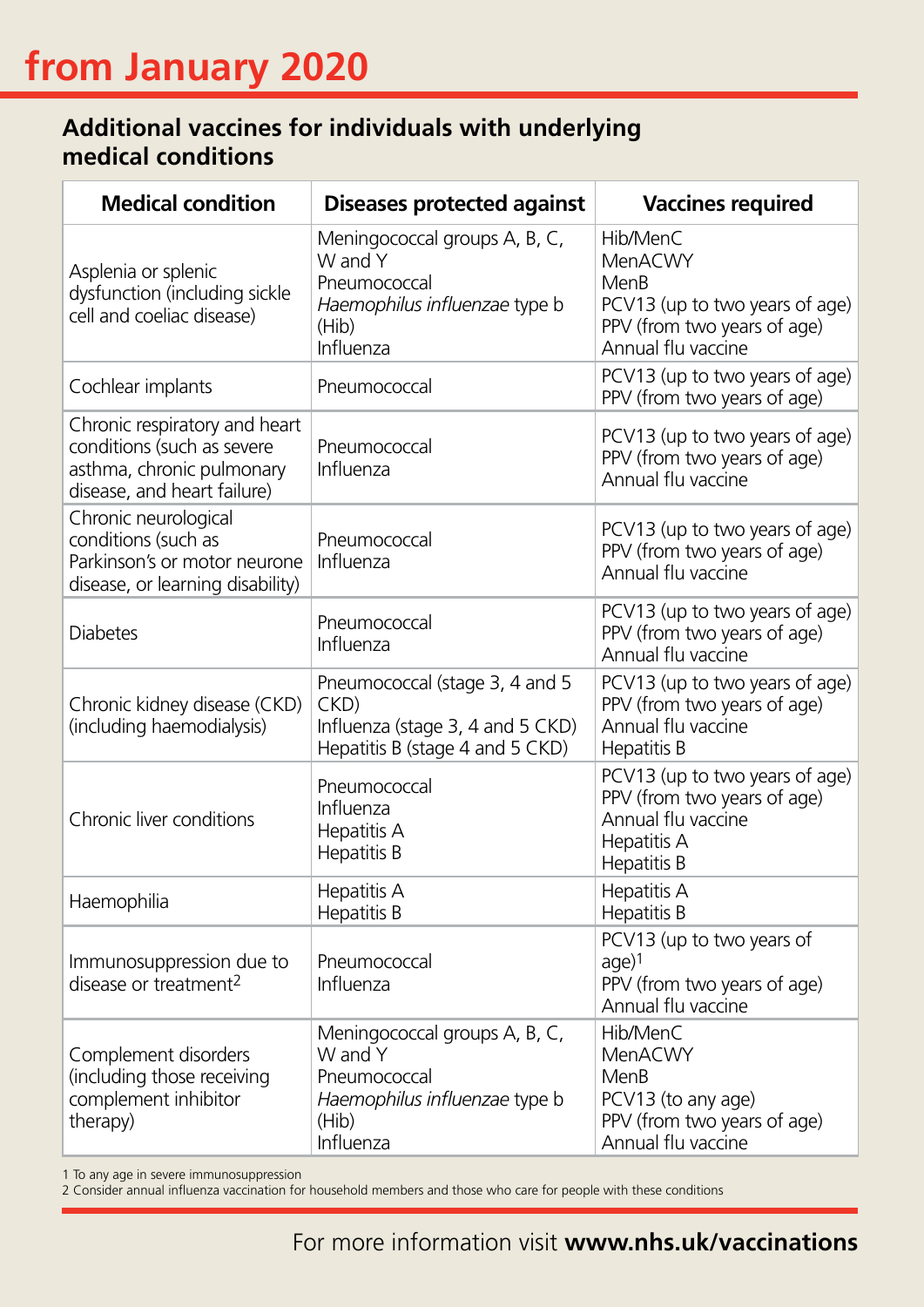# from January 2020

## Additional vaccines for individuals with underlying medical conditions

| Medical condition | Diseases protected against | Vaccines required |
|---|---|---|
| Asplenia or splenic dysfunction (including sickle cell and coeliac disease) | Meningococcal groups A, B, C, W and Y<br>Pneumococcal<br>*Haemophilus influenzae* type b (Hib)<br>Influenza | Hib/MenC<br>MenACWY<br>MenB<br>PCV13 (up to two years of age)<br>PPV (from two years of age)<br>Annual flu vaccine |
| Cochlear implants | Pneumococcal | PCV13 (up to two years of age)<br>PPV (from two years of age) |
| Chronic respiratory and heart conditions (such as severe asthma, chronic pulmonary disease, and heart failure) | Pneumococcal<br>Influenza | PCV13 (up to two years of age)<br>PPV (from two years of age)<br>Annual flu vaccine |
| Chronic neurological conditions (such as Parkinson's or motor neurone disease, or learning disability) | Pneumococcal<br>Influenza | PCV13 (up to two years of age)<br>PPV (from two years of age)<br>Annual flu vaccine |
| Diabetes | Pneumococcal<br>Influenza | PCV13 (up to two years of age)<br>PPV (from two years of age)<br>Annual flu vaccine |
| Chronic kidney disease (CKD) (including haemodialysis) | Pneumococcal (stage 3, 4 and 5 CKD)<br>Influenza (stage 3, 4 and 5 CKD)<br>Hepatitis B (stage 4 and 5 CKD) | PCV13 (up to two years of age)<br>PPV (from two years of age)<br>Annual flu vaccine<br>Hepatitis B |
| Chronic liver conditions | Pneumococcal<br>Influenza<br>Hepatitis A<br>Hepatitis B | PCV13 (up to two years of age)<br>PPV (from two years of age)<br>Annual flu vaccine<br>Hepatitis A<br>Hepatitis B |
| Haemophilia | Hepatitis A<br>Hepatitis B | Hepatitis A<br>Hepatitis B |
| Immunosuppression due to disease or treatment[2] | Pneumococcal<br>Influenza | PCV13 (up to two years of age)[1]<br>PPV (from two years of age)<br>Annual flu vaccine |
| Complement disorders (including those receiving complement inhibitor therapy) | Meningococcal groups A, B, C, W and Y<br>Pneumococcal<br>*Haemophilus influenzae* type b (Hib)<br>Influenza | Hib/MenC<br>MenACWY<br>MenB<br>PCV13 (to any age)<br>PPV (from two years of age)<br>Annual flu vaccine |

1 To any age in severe immunosuppression
2 Consider annual influenza vaccination for household members and those who care for people with these conditions

For more information visit **www.nhs.uk/vaccinations**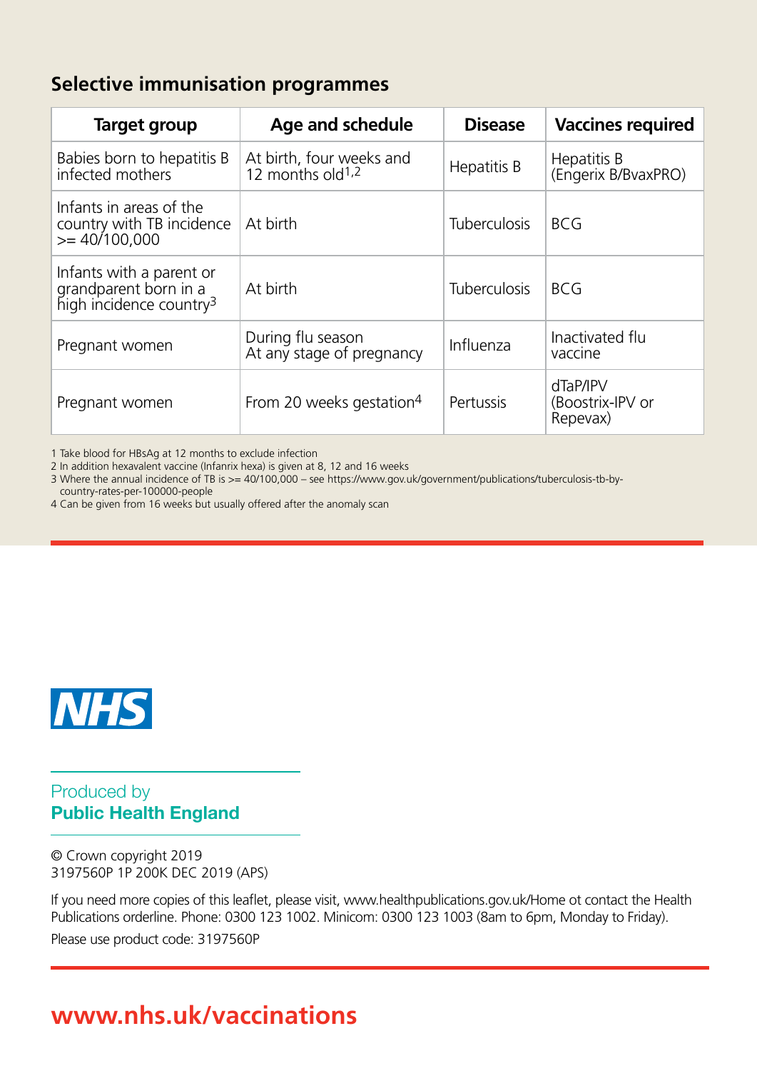## Selective immunisation programmes

| Target group | Age and schedule | Disease | Vaccines required |
|---|---|---|---|
| Babies born to hepatitis B infected mothers | At birth, four weeks and 12 months old[1,2] | Hepatitis B | Hepatitis B (Engerix B/BvaxPRO) |
| Infants in areas of the country with TB incidence >= 40/100,000 | At birth | Tuberculosis | BCG |
| Infants with a parent or grandparent born in a high incidence country[3] | At birth | Tuberculosis | BCG |
| Pregnant women | During flu season At any stage of pregnancy | Influenza | Inactivated flu vaccine |
| Pregnant women | From 20 weeks gestation[4] | Pertussis | dTaP/IPV (Boostrix-IPV or Repevax) |

1 Take blood for HBsAg at 12 months to exclude infection
2 In addition hexavalent vaccine (Infanrix hexa) is given at 8, 12 and 16 weeks
3 Where the annual incidence of TB is >= 40/100,000 – see https://www.gov.uk/government/publications/tuberculosis-tb-by-country-rates-per-100000-people
4 Can be given from 16 weeks but usually offered after the anomaly scan

NHS

Produced by
**Public Health England**

© Crown copyright 2019
3197560P 1P 200K DEC 2019 (APS)

If you need more copies of this leaflet, please visit, www.healthpublications.gov.uk/Home ot contact the Health Publications orderline. Phone: 0300 123 1002. Minicom: 0300 123 1003 (8am to 6pm, Monday to Friday).

Please use product code: 3197560P

**www.nhs.uk/vaccinations**